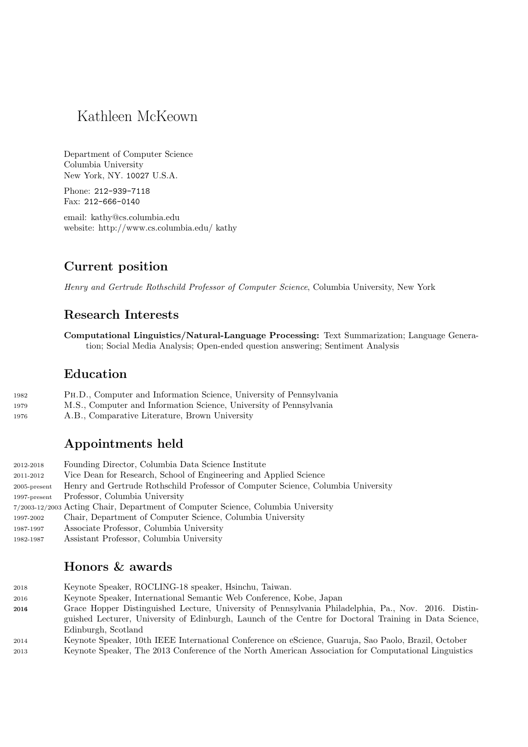# Kathleen McKeown

Department of Computer Science
Columbia University
New York, NY. 10027 U.S.A.

Phone: 212-939-7118
Fax: 212-666-0140

email: kathy@cs.columbia.edu
website: http://www.cs.columbia.edu/ kathy

## Current position

*Henry and Gertrude Rothschild Professor of Computer Science*, Columbia University, New York

## Research Interests

**Computational Linguistics/Natural-Language Processing:** Text Summarization; Language Generation; Social Media Analysis; Open-ended question answering; Sentiment Analysis

## Education

| | |
|---|---|
| 1982 | Ph.D., Computer and Information Science, University of Pennsylvania |
| 1979 | M.S., Computer and Information Science, University of Pennsylvania |
| 1976 | A.B., Comparative Literature, Brown University |

## Appointments held

| | |
|---|---|
| 2012-2018 | Founding Director, Columbia Data Science Institute |
| 2011-2012 | Vice Dean for Research, School of Engineering and Applied Science |
| 2005-present | Henry and Gertrude Rothschild Professor of Computer Science, Columbia University |
| 1997-present | Professor, Columbia University |
| 7/2003-12/2003 | Acting Chair, Department of Computer Science, Columbia University |
| 1997-2002 | Chair, Department of Computer Science, Columbia University |
| 1987-1997 | Associate Professor, Columbia University |
| 1982-1987 | Assistant Professor, Columbia University |

## Honors & awards

| | |
|---|---|
| 2018 | Keynote Speaker, ROCLING-18 speaker, Hsinchu, Taiwan. |
| 2016 | Keynote Speaker, International Semantic Web Conference, Kobe, Japan |
| 2016 | Grace Hopper Distinguished Lecture, University of Pennsylvania Philadelphia, Pa., Nov. 2016. Distinguished Lecturer, University of Edinburgh, Launch of the Centre for Doctoral Training in Data Science, Edinburgh, Scotland |
| 2014 | Keynote Speaker, 10th IEEE International Conference on eScience, Guaruja, Sao Paolo, Brazil, October |
| 2013 | Keynote Speaker, The 2013 Conference of the North American Association for Computational Linguistics |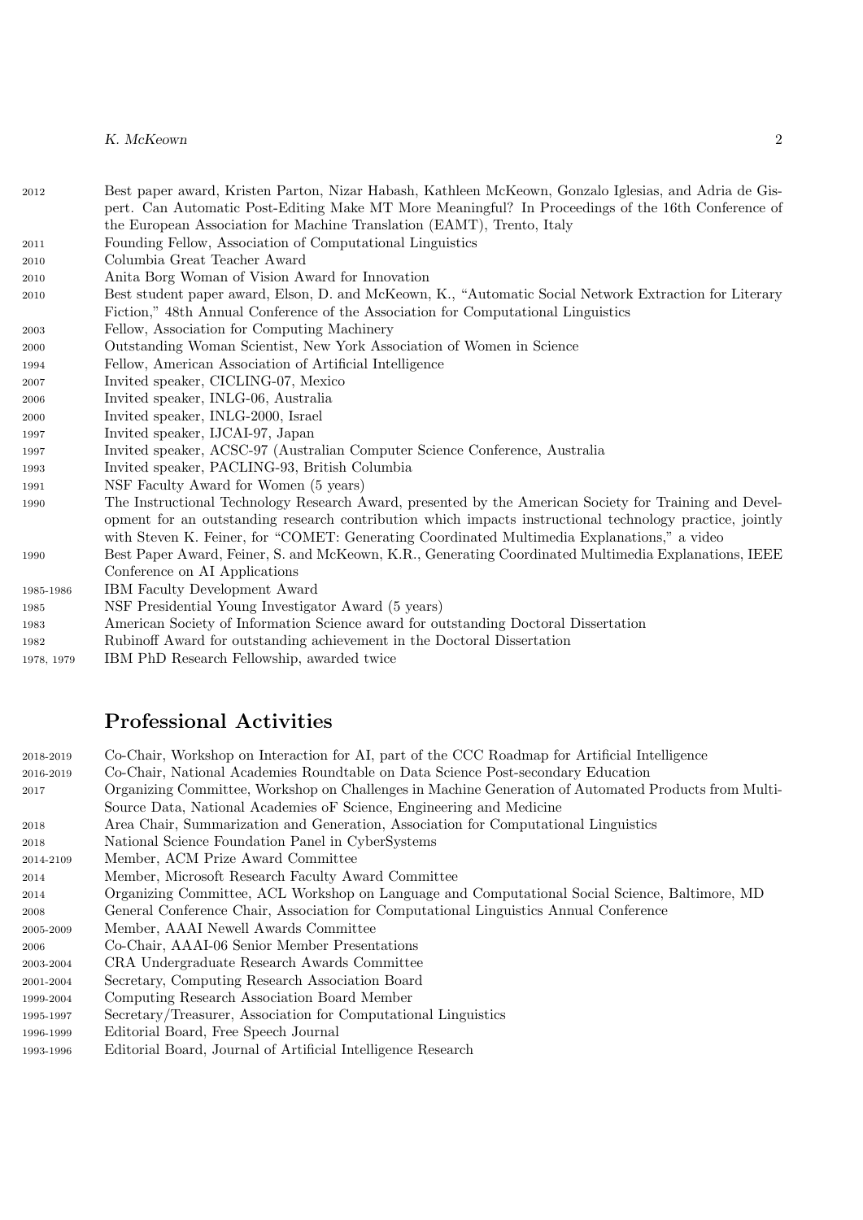| | |
|---|---|
| 2012 | Best paper award, Kristen Parton, Nizar Habash, Kathleen McKeown, Gonzalo Iglesias, and Adria de Gispert. Can Automatic Post-Editing Make MT More Meaningful? In Proceedings of the 16th Conference of the European Association for Machine Translation (EAMT), Trento, Italy |
| 2011 | Founding Fellow, Association of Computational Linguistics |
| 2010 | Columbia Great Teacher Award |
| 2010 | Anita Borg Woman of Vision Award for Innovation |
| 2010 | Best student paper award, Elson, D. and McKeown, K., "Automatic Social Network Extraction for Literary Fiction," 48th Annual Conference of the Association for Computational Linguistics |
| 2003 | Fellow, Association for Computing Machinery |
| 2000 | Outstanding Woman Scientist, New York Association of Women in Science |
| 1994 | Fellow, American Association of Artificial Intelligence |
| 2007 | Invited speaker, CICLING-07, Mexico |
| 2006 | Invited speaker, INLG-06, Australia |
| 2000 | Invited speaker, INLG-2000, Israel |
| 1997 | Invited speaker, IJCAI-97, Japan |
| 1997 | Invited speaker, ACSC-97 (Australian Computer Science Conference, Australia |
| 1993 | Invited speaker, PACLING-93, British Columbia |
| 1991 | NSF Faculty Award for Women (5 years) |
| 1990 | The Instructional Technology Research Award, presented by the American Society for Training and Development for an outstanding research contribution which impacts instructional technology practice, jointly with Steven K. Feiner, for "COMET: Generating Coordinated Multimedia Explanations," a video |
| 1990 | Best Paper Award, Feiner, S. and McKeown, K.R., Generating Coordinated Multimedia Explanations, IEEE Conference on AI Applications |
| 1985-1986 | IBM Faculty Development Award |
| 1985 | NSF Presidential Young Investigator Award (5 years) |
| 1983 | American Society of Information Science award for outstanding Doctoral Dissertation |
| 1982 | Rubinoff Award for outstanding achievement in the Doctoral Dissertation |
| 1978, 1979 | IBM PhD Research Fellowship, awarded twice |

## Professional Activities

| | |
|---|---|
| 2018-2019 | Co-Chair, Workshop on Interaction for AI, part of the CCC Roadmap for Artificial Intelligence |
| 2016-2019 | Co-Chair, National Academies Roundtable on Data Science Post-secondary Education |
| 2017 | Organizing Committee, Workshop on Challenges in Machine Generation of Automated Products from Multi-Source Data, National Academies oF Science, Engineering and Medicine |
| 2018 | Area Chair, Summarization and Generation, Association for Computational Linguistics |
| 2018 | National Science Foundation Panel in CyberSystems |
| 2014-2109 | Member, ACM Prize Award Committee |
| 2014 | Member, Microsoft Research Faculty Award Committee |
| 2014 | Organizing Committee, ACL Workshop on Language and Computational Social Science, Baltimore, MD |
| 2008 | General Conference Chair, Association for Computational Linguistics Annual Conference |
| 2005-2009 | Member, AAAI Newell Awards Committee |
| 2006 | Co-Chair, AAAI-06 Senior Member Presentations |
| 2003-2004 | CRA Undergraduate Research Awards Committee |
| 2001-2004 | Secretary, Computing Research Association Board |
| 1999-2004 | Computing Research Association Board Member |
| 1995-1997 | Secretary/Treasurer, Association for Computational Linguistics |
| 1996-1999 | Editorial Board, Free Speech Journal |
| 1993-1996 | Editorial Board, Journal of Artificial Intelligence Research |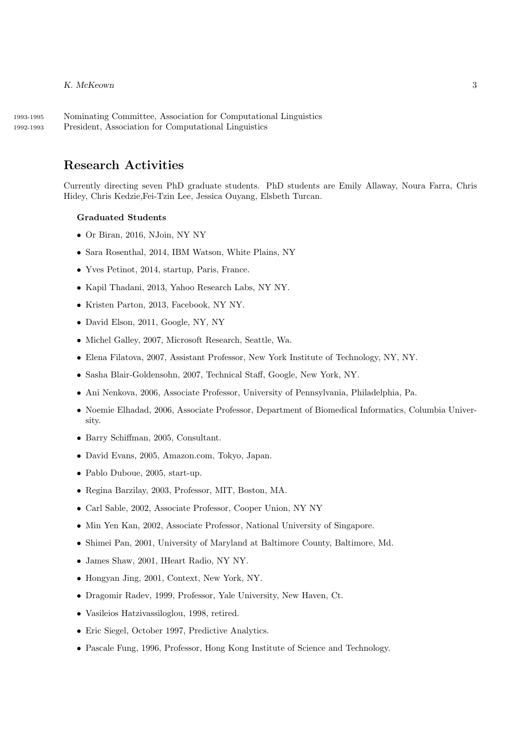1993-1995 Nominating Committee, Association for Computational Linguistics
1992-1993 President, Association for Computational Linguistics

## Research Activities

Currently directing seven PhD graduate students. PhD students are Emily Allaway, Noura Farra, Chris Hidey, Chris Kedzie,Fei-Tzin Lee, Jessica Ouyang, Elsbeth Turcan.

### Graduated Students

- Or Biran, 2016, NJoin, NY NY
- Sara Rosenthal, 2014, IBM Watson, White Plains, NY
- Yves Petinot, 2014, startup, Paris, France.
- Kapil Thadani, 2013, Yahoo Research Labs, NY NY.
- Kristen Parton, 2013, Facebook, NY NY.
- David Elson, 2011, Google, NY, NY
- Michel Galley, 2007, Microsoft Research, Seattle, Wa.
- Elena Filatova, 2007, Assistant Professor, New York Institute of Technology, NY, NY.
- Sasha Blair-Goldensohn, 2007, Technical Staff, Google, New York, NY.
- Ani Nenkova, 2006, Associate Professor, University of Pennsylvania, Philadelphia, Pa.
- Noemie Elhadad, 2006, Associate Professor, Department of Biomedical Informatics, Columbia University.
- Barry Schiffman, 2005, Consultant.
- David Evans, 2005, Amazon.com, Tokyo, Japan.
- Pablo Duboue, 2005, start-up.
- Regina Barzilay, 2003, Professor, MIT, Boston, MA.
- Carl Sable, 2002, Associate Professor, Cooper Union, NY NY
- Min Yen Kan, 2002, Associate Professor, National University of Singapore.
- Shimei Pan, 2001, University of Maryland at Baltimore County, Baltimore, Md.
- James Shaw, 2001, IHeart Radio, NY NY.
- Hongyan Jing, 2001, Context, New York, NY.
- Dragomir Radev, 1999, Professor, Yale University, New Haven, Ct.
- Vasileios Hatzivassiloglou, 1998, retired.
- Eric Siegel, October 1997, Predictive Analytics.
- Pascale Fung, 1996, Professor, Hong Kong Institute of Science and Technology.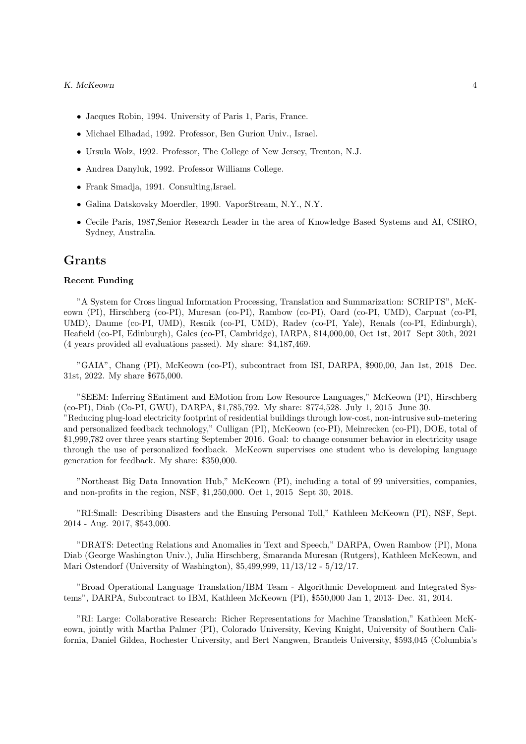- Jacques Robin, 1994. University of Paris 1, Paris, France.
- Michael Elhadad, 1992. Professor, Ben Gurion Univ., Israel.
- Ursula Wolz, 1992. Professor, The College of New Jersey, Trenton, N.J.
- Andrea Danyluk, 1992. Professor Williams College.
- Frank Smadja, 1991. Consulting,Israel.
- Galina Datskovsky Moerdler, 1990. VaporStream, N.Y., N.Y.
- Cecile Paris, 1987,Senior Research Leader in the area of Knowledge Based Systems and AI, CSIRO, Sydney, Australia.

## Grants

**Recent Funding**

"A System for Cross lingual Information Processing, Translation and Summarization: SCRIPTS", McKeown (PI), Hirschberg (co-PI), Muresan (co-PI), Rambow (co-PI), Oard (co-PI, UMD), Carpuat (co-PI, UMD), Daume (co-PI, UMD), Resnik (co-PI, UMD), Radev (co-PI, Yale), Renals (co-PI, Edinburgh), Heafield (co-PI, Edinburgh), Gales (co-PI, Cambridge), IARPA, $14,000,00, Oct 1st, 2017 Sept 30th, 2021 (4 years provided all evaluations passed). My share: $4,187,469.

"GAIA", Chang (PI), McKeown (co-PI), subcontract from ISI, DARPA, $900,00, Jan 1st, 2018 Dec. 31st, 2022. My share $675,000.

"SEEM: Inferring SEntiment and EMotion from Low Resource Languages," McKeown (PI), Hirschberg (co-PI), Diab (Co-PI, GWU), DARPA, $1,785,792. My share: $774,528. July 1, 2015 June 30.
"Reducing plug-load electricity footprint of residential buildings through low-cost, non-intrusive sub-metering and personalized feedback technology," Culligan (PI), McKeown (co-PI), Meinrecken (co-PI), DOE, total of $1,999,782 over three years starting September 2016. Goal: to change consumer behavior in electricity usage through the use of personalized feedback. McKeown supervises one student who is developing language generation for feedback. My share: $350,000.

"Northeast Big Data Innovation Hub," McKeown (PI), including a total of 99 universities, companies, and non-profits in the region, NSF, $1,250,000. Oct 1, 2015 Sept 30, 2018.

"RI:Small: Describing Disasters and the Ensuing Personal Toll," Kathleen McKeown (PI), NSF, Sept. 2014 - Aug. 2017, $543,000.

"DRATS: Detecting Relations and Anomalies in Text and Speech," DARPA, Owen Rambow (PI), Mona Diab (George Washington Univ.), Julia Hirschberg, Smaranda Muresan (Rutgers), Kathleen McKeown, and Mari Ostendorf (University of Washington), $5,499,999, 11/13/12 - 5/12/17.

"Broad Operational Language Translation/IBM Team - Algorithmic Development and Integrated Systems", DARPA, Subcontract to IBM, Kathleen McKeown (PI), $550,000 Jan 1, 2013- Dec. 31, 2014.

"RI: Large: Collaborative Research: Richer Representations for Machine Translation," Kathleen McKeown, jointly with Martha Palmer (PI), Colorado University, Keving Knight, University of Southern California, Daniel Gildea, Rochester University, and Bert Nangwen, Brandeis University, $593,045 (Columbia's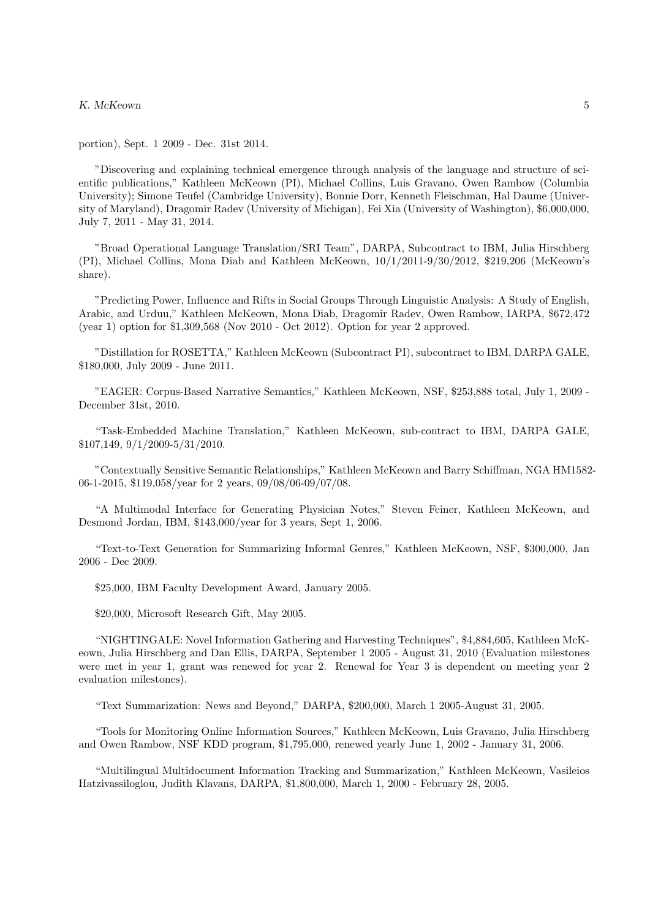portion), Sept. 1 2009 - Dec. 31st 2014.

"Discovering and explaining technical emergence through analysis of the language and structure of scientific publications," Kathleen McKeown (PI), Michael Collins, Luis Gravano, Owen Rambow (Columbia University); Simone Teufel (Cambridge University), Bonnie Dorr, Kenneth Fleischman, Hal Daume (University of Maryland), Dragomir Radev (University of Michigan), Fei Xia (University of Washington), \$6,000,000, July 7, 2011 - May 31, 2014.

"Broad Operational Language Translation/SRI Team", DARPA, Subcontract to IBM, Julia Hirschberg (PI), Michael Collins, Mona Diab and Kathleen McKeown, 10/1/2011-9/30/2012, \$219,206 (McKeown's share).

"Predicting Power, Influence and Rifts in Social Groups Through Linguistic Analysis: A Study of English, Arabic, and Urduu," Kathleen McKeown, Mona Diab, Dragomir Radev, Owen Rambow, IARPA, \$672,472 (year 1) option for \$1,309,568 (Nov 2010 - Oct 2012). Option for year 2 approved.

"Distillation for ROSETTA," Kathleen McKeown (Subcontract PI), subcontract to IBM, DARPA GALE, \$180,000, July 2009 - June 2011.

"EAGER: Corpus-Based Narrative Semantics," Kathleen McKeown, NSF, \$253,888 total, July 1, 2009 - December 31st, 2010.

"Task-Embedded Machine Translation," Kathleen McKeown, sub-contract to IBM, DARPA GALE, \$107,149, 9/1/2009-5/31/2010.

"Contextually Sensitive Semantic Relationships," Kathleen McKeown and Barry Schiffman, NGA HM1582-06-1-2015, \$119,058/year for 2 years, 09/08/06-09/07/08.

"A Multimodal Interface for Generating Physician Notes," Steven Feiner, Kathleen McKeown, and Desmond Jordan, IBM, \$143,000/year for 3 years, Sept 1, 2006.

"Text-to-Text Generation for Summarizing Informal Genres," Kathleen McKeown, NSF, \$300,000, Jan 2006 - Dec 2009.

\$25,000, IBM Faculty Development Award, January 2005.

\$20,000, Microsoft Research Gift, May 2005.

"NIGHTINGALE: Novel Information Gathering and Harvesting Techniques", \$4,884,605, Kathleen McKeown, Julia Hirschberg and Dan Ellis, DARPA, September 1 2005 - August 31, 2010 (Evaluation milestones were met in year 1, grant was renewed for year 2. Renewal for Year 3 is dependent on meeting year 2 evaluation milestones).

"Text Summarization: News and Beyond," DARPA, \$200,000, March 1 2005-August 31, 2005.

"Tools for Monitoring Online Information Sources," Kathleen McKeown, Luis Gravano, Julia Hirschberg and Owen Rambow, NSF KDD program, \$1,795,000, renewed yearly June 1, 2002 - January 31, 2006.

"Multilingual Multidocument Information Tracking and Summarization," Kathleen McKeown, Vasileios Hatzivassiloglou, Judith Klavans, DARPA, \$1,800,000, March 1, 2000 - February 28, 2005.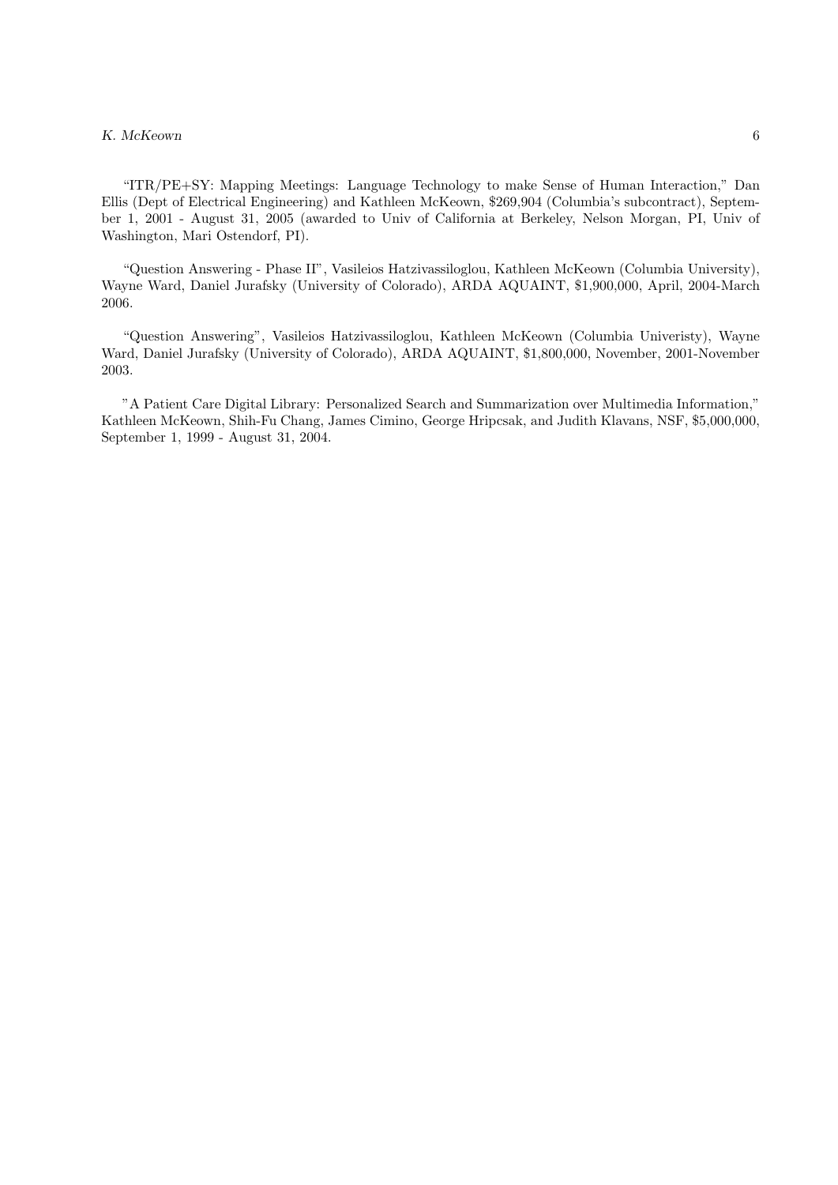"ITR/PE+SY: Mapping Meetings: Language Technology to make Sense of Human Interaction," Dan Ellis (Dept of Electrical Engineering) and Kathleen McKeown, $269,904 (Columbia's subcontract), September 1, 2001 - August 31, 2005 (awarded to Univ of California at Berkeley, Nelson Morgan, PI, Univ of Washington, Mari Ostendorf, PI).

"Question Answering - Phase II", Vasileios Hatzivassiloglou, Kathleen McKeown (Columbia University), Wayne Ward, Daniel Jurafsky (University of Colorado), ARDA AQUAINT, $1,900,000, April, 2004-March 2006.

"Question Answering", Vasileios Hatzivassiloglou, Kathleen McKeown (Columbia Univeristy), Wayne Ward, Daniel Jurafsky (University of Colorado), ARDA AQUAINT, $1,800,000, November, 2001-November 2003.

"A Patient Care Digital Library: Personalized Search and Summarization over Multimedia Information," Kathleen McKeown, Shih-Fu Chang, James Cimino, George Hripcsak, and Judith Klavans, NSF, $5,000,000, September 1, 1999 - August 31, 2004.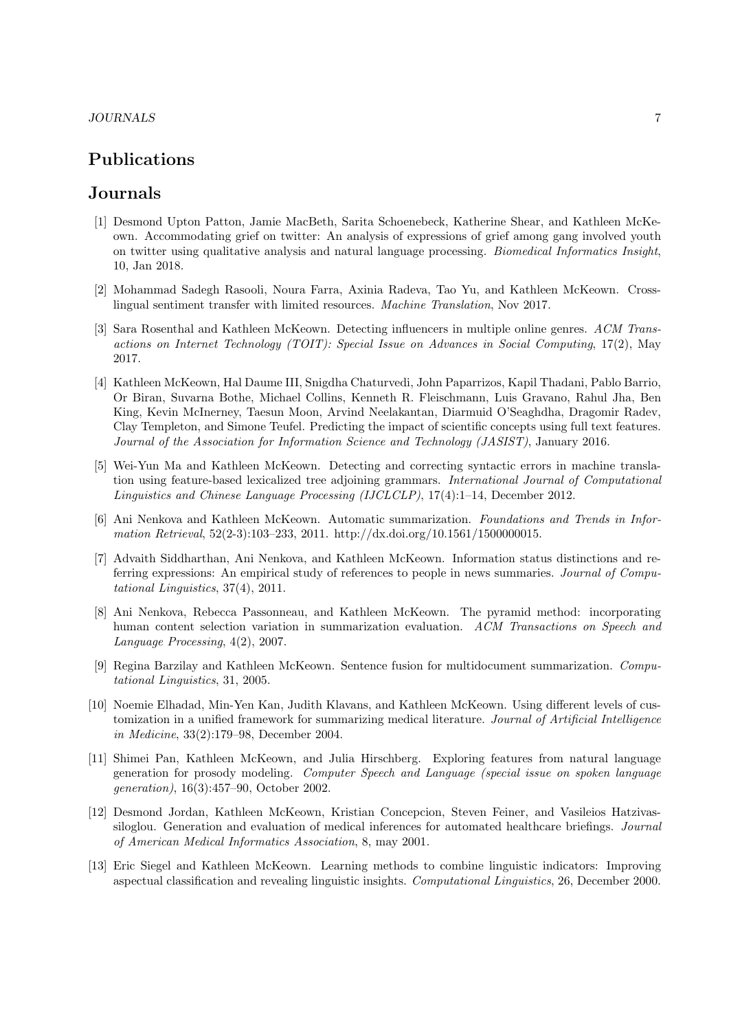# Publications

## Journals

[1] Desmond Upton Patton, Jamie MacBeth, Sarita Schoenebeck, Katherine Shear, and Kathleen McKeown. Accommodating grief on twitter: An analysis of expressions of grief among gang involved youth on twitter using qualitative analysis and natural language processing. *Biomedical Informatics Insight*, 10, Jan 2018.

[2] Mohammad Sadegh Rasooli, Noura Farra, Axinia Radeva, Tao Yu, and Kathleen McKeown. Cross-lingual sentiment transfer with limited resources. *Machine Translation*, Nov 2017.

[3] Sara Rosenthal and Kathleen McKeown. Detecting influencers in multiple online genres. *ACM Transactions on Internet Technology (TOIT): Special Issue on Advances in Social Computing*, 17(2), May 2017.

[4] Kathleen McKeown, Hal Daume III, Snigdha Chaturvedi, John Paparrizos, Kapil Thadani, Pablo Barrio, Or Biran, Suvarna Bothe, Michael Collins, Kenneth R. Fleischmann, Luis Gravano, Rahul Jha, Ben King, Kevin McInerney, Taesun Moon, Arvind Neelakantan, Diarmuid O'Seaghdha, Dragomir Radev, Clay Templeton, and Simone Teufel. Predicting the impact of scientific concepts using full text features. *Journal of the Association for Information Science and Technology (JASIST)*, January 2016.

[5] Wei-Yun Ma and Kathleen McKeown. Detecting and correcting syntactic errors in machine translation using feature-based lexicalized tree adjoining grammars. *International Journal of Computational Linguistics and Chinese Language Processing (IJCLCLP)*, 17(4):1–14, December 2012.

[6] Ani Nenkova and Kathleen McKeown. Automatic summarization. *Foundations and Trends in Information Retrieval*, 52(2-3):103–233, 2011. http://dx.doi.org/10.1561/1500000015.

[7] Advaith Siddharthan, Ani Nenkova, and Kathleen McKeown. Information status distinctions and referring expressions: An empirical study of references to people in news summaries. *Journal of Computational Linguistics*, 37(4), 2011.

[8] Ani Nenkova, Rebecca Passonneau, and Kathleen McKeown. The pyramid method: incorporating human content selection variation in summarization evaluation. *ACM Transactions on Speech and Language Processing*, 4(2), 2007.

[9] Regina Barzilay and Kathleen McKeown. Sentence fusion for multidocument summarization. *Computational Linguistics*, 31, 2005.

[10] Noemie Elhadad, Min-Yen Kan, Judith Klavans, and Kathleen McKeown. Using different levels of customization in a unified framework for summarizing medical literature. *Journal of Artificial Intelligence in Medicine*, 33(2):179–98, December 2004.

[11] Shimei Pan, Kathleen McKeown, and Julia Hirschberg. Exploring features from natural language generation for prosody modeling. *Computer Speech and Language (special issue on spoken language generation)*, 16(3):457–90, October 2002.

[12] Desmond Jordan, Kathleen McKeown, Kristian Concepcion, Steven Feiner, and Vasileios Hatzivassiloglou. Generation and evaluation of medical inferences for automated healthcare briefings. *Journal of American Medical Informatics Association*, 8, may 2001.

[13] Eric Siegel and Kathleen McKeown. Learning methods to combine linguistic indicators: Improving aspectual classification and revealing linguistic insights. *Computational Linguistics*, 26, December 2000.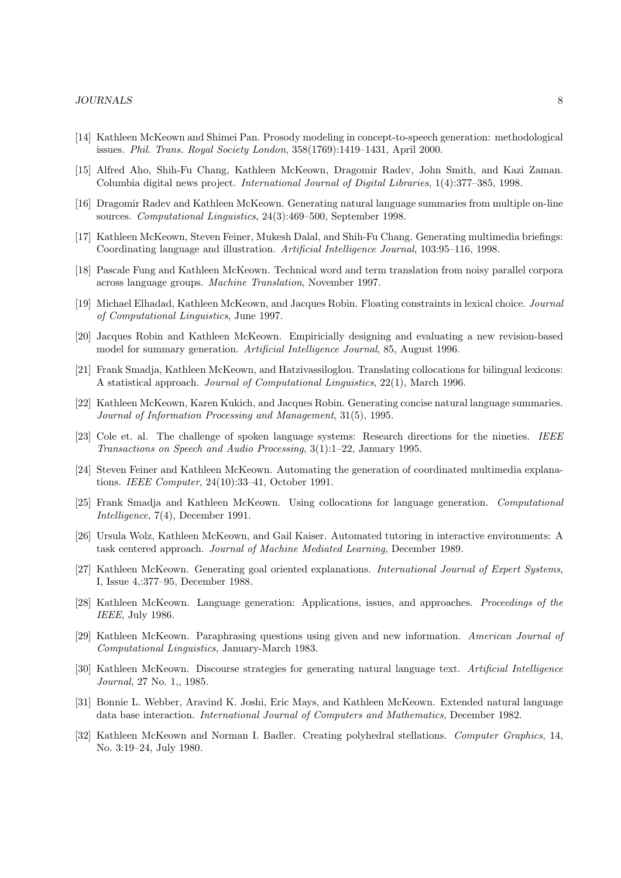[14] Kathleen McKeown and Shimei Pan. Prosody modeling in concept-to-speech generation: methodological issues. *Phil. Trans. Royal Society London*, 358(1769):1419–1431, April 2000.

[15] Alfred Aho, Shih-Fu Chang, Kathleen McKeown, Dragomir Radev, John Smith, and Kazi Zaman. Columbia digital news project. *International Journal of Digital Libraries*, 1(4):377–385, 1998.

[16] Dragomir Radev and Kathleen McKeown. Generating natural language summaries from multiple on-line sources. *Computational Linguistics*, 24(3):469–500, September 1998.

[17] Kathleen McKeown, Steven Feiner, Mukesh Dalal, and Shih-Fu Chang. Generating multimedia briefings: Coordinating language and illustration. *Artificial Intelligence Journal*, 103:95–116, 1998.

[18] Pascale Fung and Kathleen McKeown. Technical word and term translation from noisy parallel corpora across language groups. *Machine Translation*, November 1997.

[19] Michael Elhadad, Kathleen McKeown, and Jacques Robin. Floating constraints in lexical choice. *Journal of Computational Linguistics*, June 1997.

[20] Jacques Robin and Kathleen McKeown. Empiricially designing and evaluating a new revision-based model for summary generation. *Artificial Intelligence Journal*, 85, August 1996.

[21] Frank Smadja, Kathleen McKeown, and Hatzivassiloglou. Translating collocations for bilingual lexicons: A statistical approach. *Journal of Computational Linguistics*, 22(1), March 1996.

[22] Kathleen McKeown, Karen Kukich, and Jacques Robin. Generating concise natural language summaries. *Journal of Information Processing and Management*, 31(5), 1995.

[23] Cole et. al. The challenge of spoken language systems: Research directions for the nineties. *IEEE Transactions on Speech and Audio Processing*, 3(1):1–22, January 1995.

[24] Steven Feiner and Kathleen McKeown. Automating the generation of coordinated multimedia explanations. *IEEE Computer*, 24(10):33–41, October 1991.

[25] Frank Smadja and Kathleen McKeown. Using collocations for language generation. *Computational Intelligence*, 7(4), December 1991.

[26] Ursula Wolz, Kathleen McKeown, and Gail Kaiser. Automated tutoring in interactive environments: A task centered approach. *Journal of Machine Mediated Learning*, December 1989.

[27] Kathleen McKeown. Generating goal oriented explanations. *International Journal of Expert Systems*, I, Issue 4,:377–95, December 1988.

[28] Kathleen McKeown. Language generation: Applications, issues, and approaches. *Proceedings of the IEEE*, July 1986.

[29] Kathleen McKeown. Paraphrasing questions using given and new information. *American Journal of Computational Linguistics*, January-March 1983.

[30] Kathleen McKeown. Discourse strategies for generating natural language text. *Artificial Intelligence Journal*, 27 No. 1,, 1985.

[31] Bonnie L. Webber, Aravind K. Joshi, Eric Mays, and Kathleen McKeown. Extended natural language data base interaction. *International Journal of Computers and Mathematics*, December 1982.

[32] Kathleen McKeown and Norman I. Badler. Creating polyhedral stellations. *Computer Graphics*, 14, No. 3:19–24, July 1980.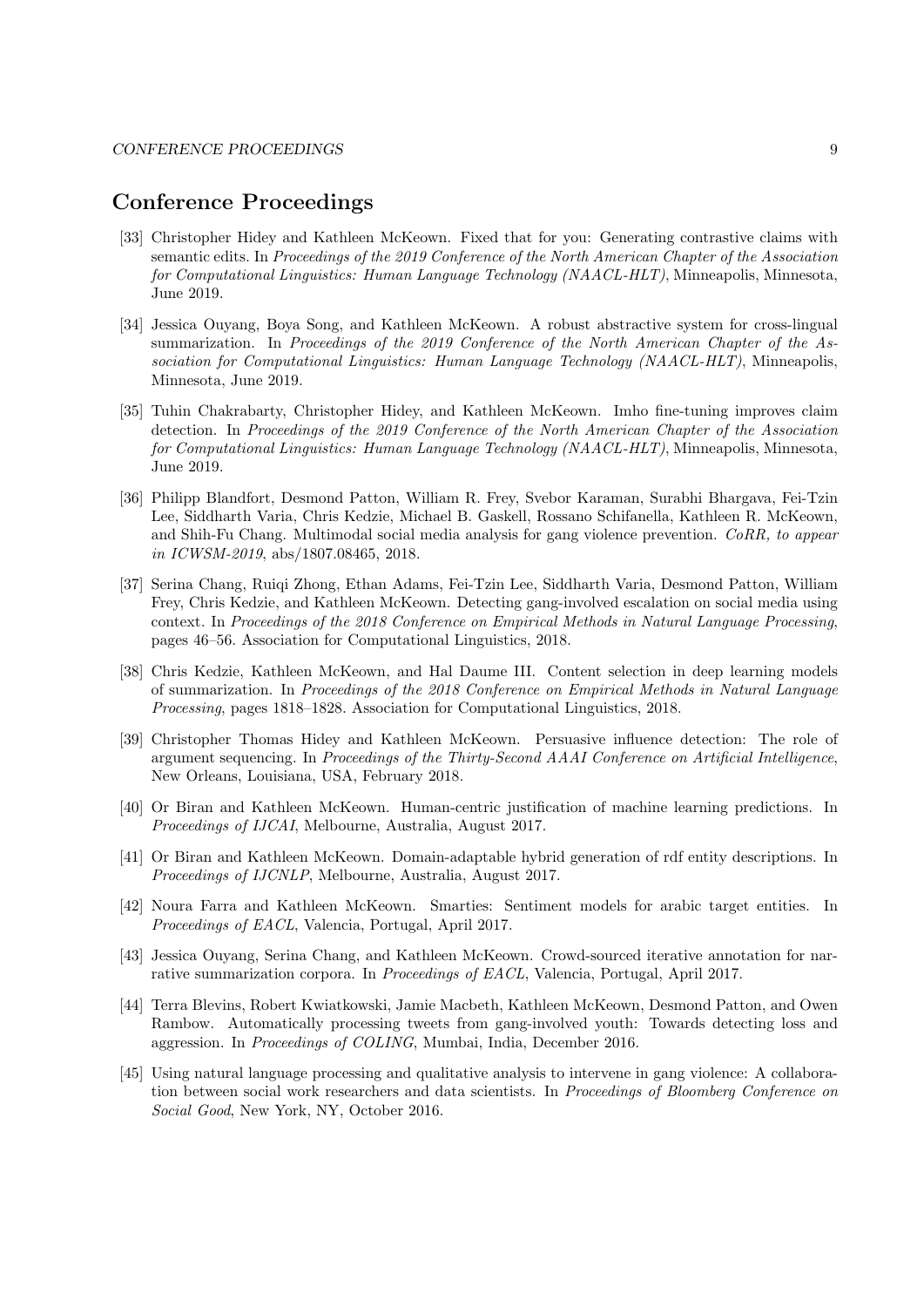# Conference Proceedings

[33] Christopher Hidey and Kathleen McKeown. Fixed that for you: Generating contrastive claims with semantic edits. In *Proceedings of the 2019 Conference of the North American Chapter of the Association for Computational Linguistics: Human Language Technology (NAACL-HLT)*, Minneapolis, Minnesota, June 2019.

[34] Jessica Ouyang, Boya Song, and Kathleen McKeown. A robust abstractive system for cross-lingual summarization. In *Proceedings of the 2019 Conference of the North American Chapter of the Association for Computational Linguistics: Human Language Technology (NAACL-HLT)*, Minneapolis, Minnesota, June 2019.

[35] Tuhin Chakrabarty, Christopher Hidey, and Kathleen McKeown. Imho fine-tuning improves claim detection. In *Proceedings of the 2019 Conference of the North American Chapter of the Association for Computational Linguistics: Human Language Technology (NAACL-HLT)*, Minneapolis, Minnesota, June 2019.

[36] Philipp Blandfort, Desmond Patton, William R. Frey, Svebor Karaman, Surabhi Bhargava, Fei-Tzin Lee, Siddharth Varia, Chris Kedzie, Michael B. Gaskell, Rossano Schifanella, Kathleen R. McKeown, and Shih-Fu Chang. Multimodal social media analysis for gang violence prevention. *CoRR, to appear in ICWSM-2019*, abs/1807.08465, 2018.

[37] Serina Chang, Ruiqi Zhong, Ethan Adams, Fei-Tzin Lee, Siddharth Varia, Desmond Patton, William Frey, Chris Kedzie, and Kathleen McKeown. Detecting gang-involved escalation on social media using context. In *Proceedings of the 2018 Conference on Empirical Methods in Natural Language Processing*, pages 46–56. Association for Computational Linguistics, 2018.

[38] Chris Kedzie, Kathleen McKeown, and Hal Daume III. Content selection in deep learning models of summarization. In *Proceedings of the 2018 Conference on Empirical Methods in Natural Language Processing*, pages 1818–1828. Association for Computational Linguistics, 2018.

[39] Christopher Thomas Hidey and Kathleen McKeown. Persuasive influence detection: The role of argument sequencing. In *Proceedings of the Thirty-Second AAAI Conference on Artificial Intelligence*, New Orleans, Louisiana, USA, February 2018.

[40] Or Biran and Kathleen McKeown. Human-centric justification of machine learning predictions. In *Proceedings of IJCAI*, Melbourne, Australia, August 2017.

[41] Or Biran and Kathleen McKeown. Domain-adaptable hybrid generation of rdf entity descriptions. In *Proceedings of IJCNLP*, Melbourne, Australia, August 2017.

[42] Noura Farra and Kathleen McKeown. Smarties: Sentiment models for arabic target entities. In *Proceedings of EACL*, Valencia, Portugal, April 2017.

[43] Jessica Ouyang, Serina Chang, and Kathleen McKeown. Crowd-sourced iterative annotation for narrative summarization corpora. In *Proceedings of EACL*, Valencia, Portugal, April 2017.

[44] Terra Blevins, Robert Kwiatkowski, Jamie Macbeth, Kathleen McKeown, Desmond Patton, and Owen Rambow. Automatically processing tweets from gang-involved youth: Towards detecting loss and aggression. In *Proceedings of COLING*, Mumbai, India, December 2016.

[45] Using natural language processing and qualitative analysis to intervene in gang violence: A collaboration between social work researchers and data scientists. In *Proceedings of Bloomberg Conference on Social Good*, New York, NY, October 2016.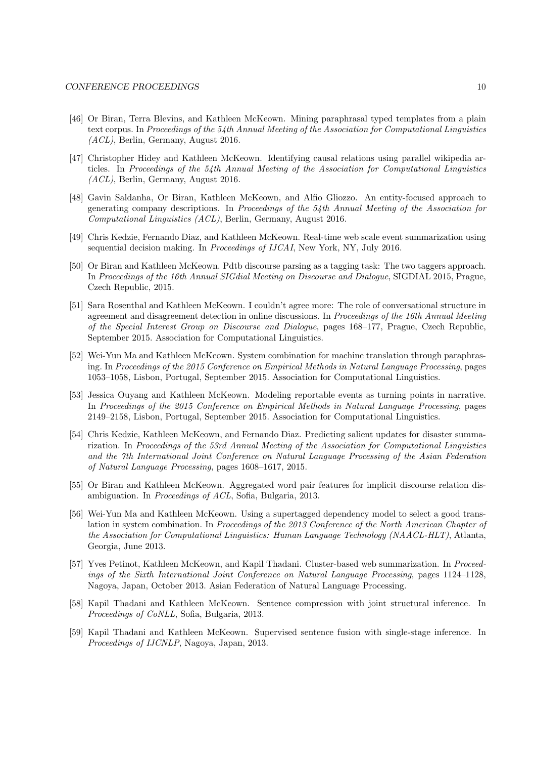[46] Or Biran, Terra Blevins, and Kathleen McKeown. Mining paraphrasal typed templates from a plain text corpus. In *Proceedings of the 54th Annual Meeting of the Association for Computational Linguistics (ACL)*, Berlin, Germany, August 2016.

[47] Christopher Hidey and Kathleen McKeown. Identifying causal relations using parallel wikipedia articles. In *Proceedings of the 54th Annual Meeting of the Association for Computational Linguistics (ACL)*, Berlin, Germany, August 2016.

[48] Gavin Saldanha, Or Biran, Kathleen McKeown, and Alfio Gliozzo. An entity-focused approach to generating company descriptions. In *Proceedings of the 54th Annual Meeting of the Association for Computational Linguistics (ACL)*, Berlin, Germany, August 2016.

[49] Chris Kedzie, Fernando Diaz, and Kathleen McKeown. Real-time web scale event summarization using sequential decision making. In *Proceedings of IJCAI*, New York, NY, July 2016.

[50] Or Biran and Kathleen McKeown. Pdtb discourse parsing as a tagging task: The two taggers approach. In *Proceedings of the 16th Annual SIGdial Meeting on Discourse and Dialogue*, SIGDIAL 2015, Prague, Czech Republic, 2015.

[51] Sara Rosenthal and Kathleen McKeown. I couldn't agree more: The role of conversational structure in agreement and disagreement detection in online discussions. In *Proceedings of the 16th Annual Meeting of the Special Interest Group on Discourse and Dialogue*, pages 168–177, Prague, Czech Republic, September 2015. Association for Computational Linguistics.

[52] Wei-Yun Ma and Kathleen McKeown. System combination for machine translation through paraphrasing. In *Proceedings of the 2015 Conference on Empirical Methods in Natural Language Processing*, pages 1053–1058, Lisbon, Portugal, September 2015. Association for Computational Linguistics.

[53] Jessica Ouyang and Kathleen McKeown. Modeling reportable events as turning points in narrative. In *Proceedings of the 2015 Conference on Empirical Methods in Natural Language Processing*, pages 2149–2158, Lisbon, Portugal, September 2015. Association for Computational Linguistics.

[54] Chris Kedzie, Kathleen McKeown, and Fernando Diaz. Predicting salient updates for disaster summarization. In *Proceedings of the 53rd Annual Meeting of the Association for Computational Linguistics and the 7th International Joint Conference on Natural Language Processing of the Asian Federation of Natural Language Processing*, pages 1608–1617, 2015.

[55] Or Biran and Kathleen McKeown. Aggregated word pair features for implicit discourse relation disambiguation. In *Proceedings of ACL*, Sofia, Bulgaria, 2013.

[56] Wei-Yun Ma and Kathleen McKeown. Using a supertagged dependency model to select a good translation in system combination. In *Proceedings of the 2013 Conference of the North American Chapter of the Association for Computational Linguistics: Human Language Technology (NAACL-HLT)*, Atlanta, Georgia, June 2013.

[57] Yves Petinot, Kathleen McKeown, and Kapil Thadani. Cluster-based web summarization. In *Proceedings of the Sixth International Joint Conference on Natural Language Processing*, pages 1124–1128, Nagoya, Japan, October 2013. Asian Federation of Natural Language Processing.

[58] Kapil Thadani and Kathleen McKeown. Sentence compression with joint structural inference. In *Proceedings of CoNLL*, Sofia, Bulgaria, 2013.

[59] Kapil Thadani and Kathleen McKeown. Supervised sentence fusion with single-stage inference. In *Proceedings of IJCNLP*, Nagoya, Japan, 2013.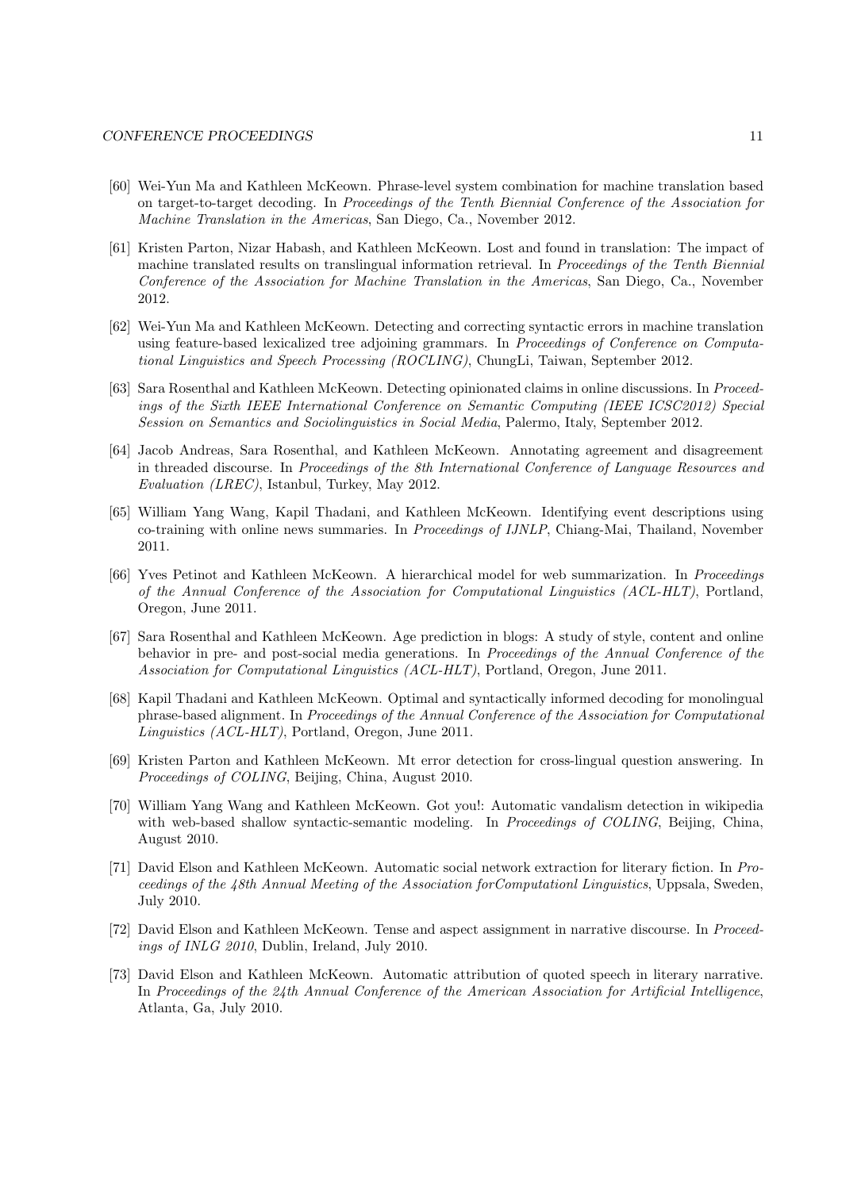[60] Wei-Yun Ma and Kathleen McKeown. Phrase-level system combination for machine translation based on target-to-target decoding. In *Proceedings of the Tenth Biennial Conference of the Association for Machine Translation in the Americas*, San Diego, Ca., November 2012.

[61] Kristen Parton, Nizar Habash, and Kathleen McKeown. Lost and found in translation: The impact of machine translated results on translingual information retrieval. In *Proceedings of the Tenth Biennial Conference of the Association for Machine Translation in the Americas*, San Diego, Ca., November 2012.

[62] Wei-Yun Ma and Kathleen McKeown. Detecting and correcting syntactic errors in machine translation using feature-based lexicalized tree adjoining grammars. In *Proceedings of Conference on Computational Linguistics and Speech Processing (ROCLING)*, ChungLi, Taiwan, September 2012.

[63] Sara Rosenthal and Kathleen McKeown. Detecting opinionated claims in online discussions. In *Proceedings of the Sixth IEEE International Conference on Semantic Computing (IEEE ICSC2012) Special Session on Semantics and Sociolinguistics in Social Media*, Palermo, Italy, September 2012.

[64] Jacob Andreas, Sara Rosenthal, and Kathleen McKeown. Annotating agreement and disagreement in threaded discourse. In *Proceedings of the 8th International Conference of Language Resources and Evaluation (LREC)*, Istanbul, Turkey, May 2012.

[65] William Yang Wang, Kapil Thadani, and Kathleen McKeown. Identifying event descriptions using co-training with online news summaries. In *Proceedings of IJNLP*, Chiang-Mai, Thailand, November 2011.

[66] Yves Petinot and Kathleen McKeown. A hierarchical model for web summarization. In *Proceedings of the Annual Conference of the Association for Computational Linguistics (ACL-HLT)*, Portland, Oregon, June 2011.

[67] Sara Rosenthal and Kathleen McKeown. Age prediction in blogs: A study of style, content and online behavior in pre- and post-social media generations. In *Proceedings of the Annual Conference of the Association for Computational Linguistics (ACL-HLT)*, Portland, Oregon, June 2011.

[68] Kapil Thadani and Kathleen McKeown. Optimal and syntactically informed decoding for monolingual phrase-based alignment. In *Proceedings of the Annual Conference of the Association for Computational Linguistics (ACL-HLT)*, Portland, Oregon, June 2011.

[69] Kristen Parton and Kathleen McKeown. Mt error detection for cross-lingual question answering. In *Proceedings of COLING*, Beijing, China, August 2010.

[70] William Yang Wang and Kathleen McKeown. Got you!: Automatic vandalism detection in wikipedia with web-based shallow syntactic-semantic modeling. In *Proceedings of COLING*, Beijing, China, August 2010.

[71] David Elson and Kathleen McKeown. Automatic social network extraction for literary fiction. In *Proceedings of the 48th Annual Meeting of the Association forComputationl Linguistics*, Uppsala, Sweden, July 2010.

[72] David Elson and Kathleen McKeown. Tense and aspect assignment in narrative discourse. In *Proceedings of INLG 2010*, Dublin, Ireland, July 2010.

[73] David Elson and Kathleen McKeown. Automatic attribution of quoted speech in literary narrative. In *Proceedings of the 24th Annual Conference of the American Association for Artificial Intelligence*, Atlanta, Ga, July 2010.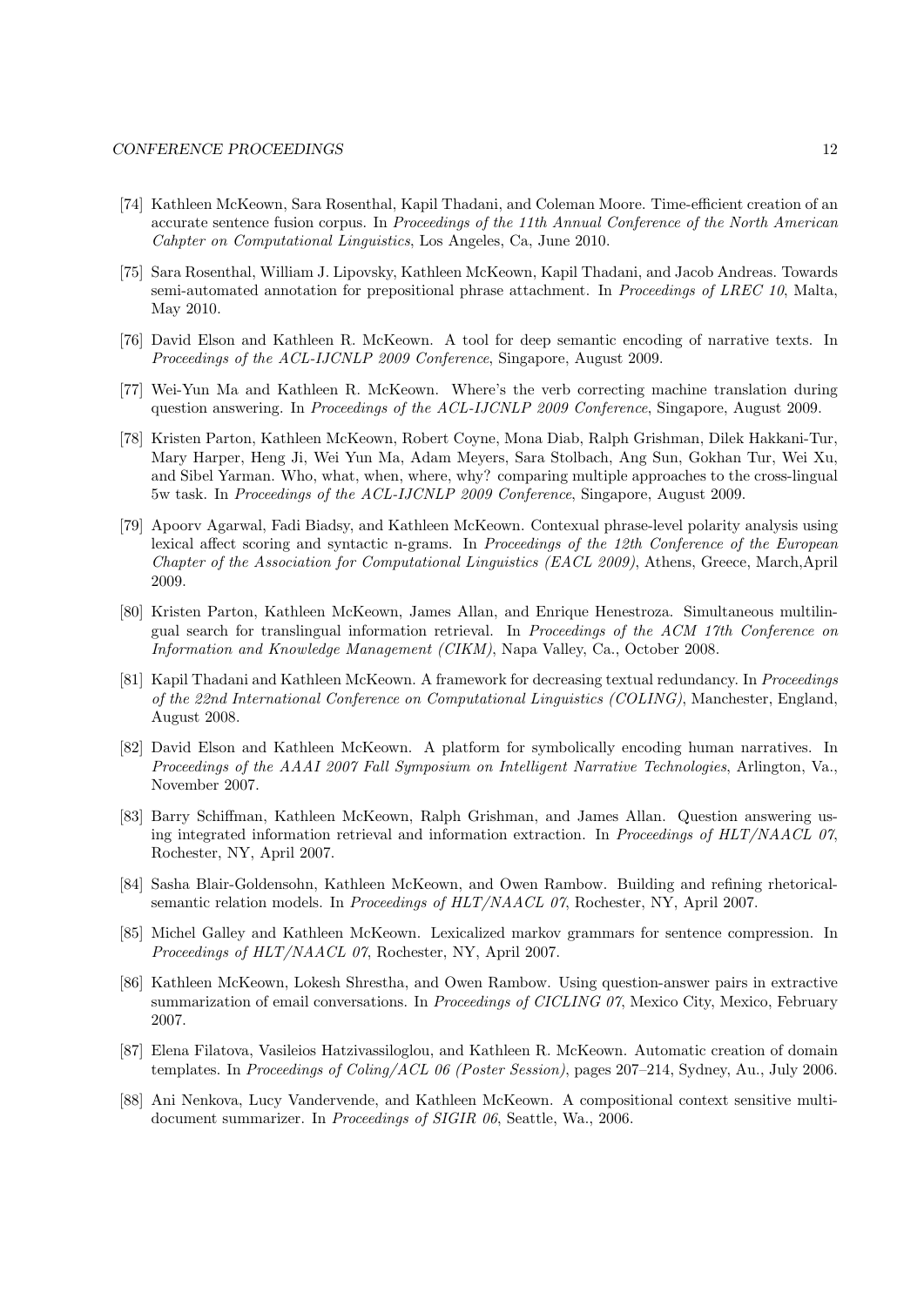[74] Kathleen McKeown, Sara Rosenthal, Kapil Thadani, and Coleman Moore. Time-efficient creation of an accurate sentence fusion corpus. In *Proceedings of the 11th Annual Conference of the North American Cahpter on Computational Linguistics*, Los Angeles, Ca, June 2010.

[75] Sara Rosenthal, William J. Lipovsky, Kathleen McKeown, Kapil Thadani, and Jacob Andreas. Towards semi-automated annotation for prepositional phrase attachment. In *Proceedings of LREC 10*, Malta, May 2010.

[76] David Elson and Kathleen R. McKeown. A tool for deep semantic encoding of narrative texts. In *Proceedings of the ACL-IJCNLP 2009 Conference*, Singapore, August 2009.

[77] Wei-Yun Ma and Kathleen R. McKeown. Where's the verb correcting machine translation during question answering. In *Proceedings of the ACL-IJCNLP 2009 Conference*, Singapore, August 2009.

[78] Kristen Parton, Kathleen McKeown, Robert Coyne, Mona Diab, Ralph Grishman, Dilek Hakkani-Tur, Mary Harper, Heng Ji, Wei Yun Ma, Adam Meyers, Sara Stolbach, Ang Sun, Gokhan Tur, Wei Xu, and Sibel Yarman. Who, what, when, where, why? comparing multiple approaches to the cross-lingual 5w task. In *Proceedings of the ACL-IJCNLP 2009 Conference*, Singapore, August 2009.

[79] Apoorv Agarwal, Fadi Biadsy, and Kathleen McKeown. Contexual phrase-level polarity analysis using lexical affect scoring and syntactic n-grams. In *Proceedings of the 12th Conference of the European Chapter of the Association for Computational Linguistics (EACL 2009)*, Athens, Greece, March,April 2009.

[80] Kristen Parton, Kathleen McKeown, James Allan, and Enrique Henestroza. Simultaneous multilingual search for translingual information retrieval. In *Proceedings of the ACM 17th Conference on Information and Knowledge Management (CIKM)*, Napa Valley, Ca., October 2008.

[81] Kapil Thadani and Kathleen McKeown. A framework for decreasing textual redundancy. In *Proceedings of the 22nd International Conference on Computational Linguistics (COLING)*, Manchester, England, August 2008.

[82] David Elson and Kathleen McKeown. A platform for symbolically encoding human narratives. In *Proceedings of the AAAI 2007 Fall Symposium on Intelligent Narrative Technologies*, Arlington, Va., November 2007.

[83] Barry Schiffman, Kathleen McKeown, Ralph Grishman, and James Allan. Question answering using integrated information retrieval and information extraction. In *Proceedings of HLT/NAACL 07*, Rochester, NY, April 2007.

[84] Sasha Blair-Goldensohn, Kathleen McKeown, and Owen Rambow. Building and refining rhetorical-semantic relation models. In *Proceedings of HLT/NAACL 07*, Rochester, NY, April 2007.

[85] Michel Galley and Kathleen McKeown. Lexicalized markov grammars for sentence compression. In *Proceedings of HLT/NAACL 07*, Rochester, NY, April 2007.

[86] Kathleen McKeown, Lokesh Shrestha, and Owen Rambow. Using question-answer pairs in extractive summarization of email conversations. In *Proceedings of CICLING 07*, Mexico City, Mexico, February 2007.

[87] Elena Filatova, Vasileios Hatzivassiloglou, and Kathleen R. McKeown. Automatic creation of domain templates. In *Proceedings of Coling/ACL 06 (Poster Session)*, pages 207–214, Sydney, Au., July 2006.

[88] Ani Nenkova, Lucy Vandervende, and Kathleen McKeown. A compositional context sensitive multi-document summarizer. In *Proceedings of SIGIR 06*, Seattle, Wa., 2006.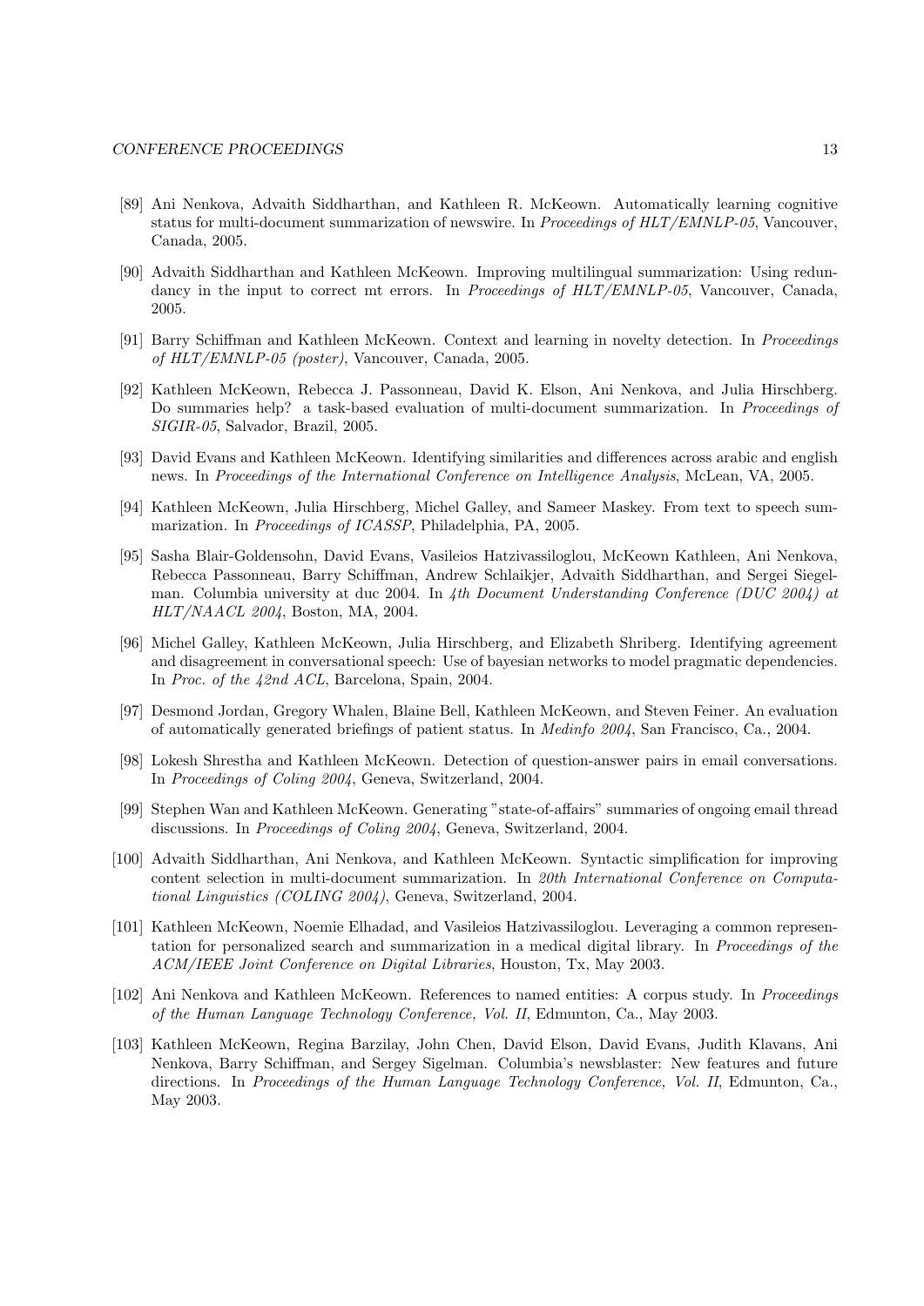[89] Ani Nenkova, Advaith Siddharthan, and Kathleen R. McKeown. Automatically learning cognitive status for multi-document summarization of newswire. In *Proceedings of HLT/EMNLP-05*, Vancouver, Canada, 2005.

[90] Advaith Siddharthan and Kathleen McKeown. Improving multilingual summarization: Using redundancy in the input to correct mt errors. In *Proceedings of HLT/EMNLP-05*, Vancouver, Canada, 2005.

[91] Barry Schiffman and Kathleen McKeown. Context and learning in novelty detection. In *Proceedings of HLT/EMNLP-05 (poster)*, Vancouver, Canada, 2005.

[92] Kathleen McKeown, Rebecca J. Passonneau, David K. Elson, Ani Nenkova, and Julia Hirschberg. Do summaries help? a task-based evaluation of multi-document summarization. In *Proceedings of SIGIR-05*, Salvador, Brazil, 2005.

[93] David Evans and Kathleen McKeown. Identifying similarities and differences across arabic and english news. In *Proceedings of the International Conference on Intelligence Analysis*, McLean, VA, 2005.

[94] Kathleen McKeown, Julia Hirschberg, Michel Galley, and Sameer Maskey. From text to speech summarization. In *Proceedings of ICASSP*, Philadelphia, PA, 2005.

[95] Sasha Blair-Goldensohn, David Evans, Vasileios Hatzivassiloglou, McKeown Kathleen, Ani Nenkova, Rebecca Passonneau, Barry Schiffman, Andrew Schlaikjer, Advaith Siddharthan, and Sergei Siegelman. Columbia university at duc 2004. In *4th Document Understanding Conference (DUC 2004) at HLT/NAACL 2004*, Boston, MA, 2004.

[96] Michel Galley, Kathleen McKeown, Julia Hirschberg, and Elizabeth Shriberg. Identifying agreement and disagreement in conversational speech: Use of bayesian networks to model pragmatic dependencies. In *Proc. of the 42nd ACL*, Barcelona, Spain, 2004.

[97] Desmond Jordan, Gregory Whalen, Blaine Bell, Kathleen McKeown, and Steven Feiner. An evaluation of automatically generated briefings of patient status. In *Medinfo 2004*, San Francisco, Ca., 2004.

[98] Lokesh Shrestha and Kathleen McKeown. Detection of question-answer pairs in email conversations. In *Proceedings of Coling 2004*, Geneva, Switzerland, 2004.

[99] Stephen Wan and Kathleen McKeown. Generating "state-of-affairs" summaries of ongoing email thread discussions. In *Proceedings of Coling 2004*, Geneva, Switzerland, 2004.

[100] Advaith Siddharthan, Ani Nenkova, and Kathleen McKeown. Syntactic simplification for improving content selection in multi-document summarization. In *20th International Conference on Computational Linguistics (COLING 2004)*, Geneva, Switzerland, 2004.

[101] Kathleen McKeown, Noemie Elhadad, and Vasileios Hatzivassiloglou. Leveraging a common representation for personalized search and summarization in a medical digital library. In *Proceedings of the ACM/IEEE Joint Conference on Digital Libraries*, Houston, Tx, May 2003.

[102] Ani Nenkova and Kathleen McKeown. References to named entities: A corpus study. In *Proceedings of the Human Language Technology Conference, Vol. II*, Edmunton, Ca., May 2003.

[103] Kathleen McKeown, Regina Barzilay, John Chen, David Elson, David Evans, Judith Klavans, Ani Nenkova, Barry Schiffman, and Sergey Sigelman. Columbia's newsblaster: New features and future directions. In *Proceedings of the Human Language Technology Conference, Vol. II*, Edmunton, Ca., May 2003.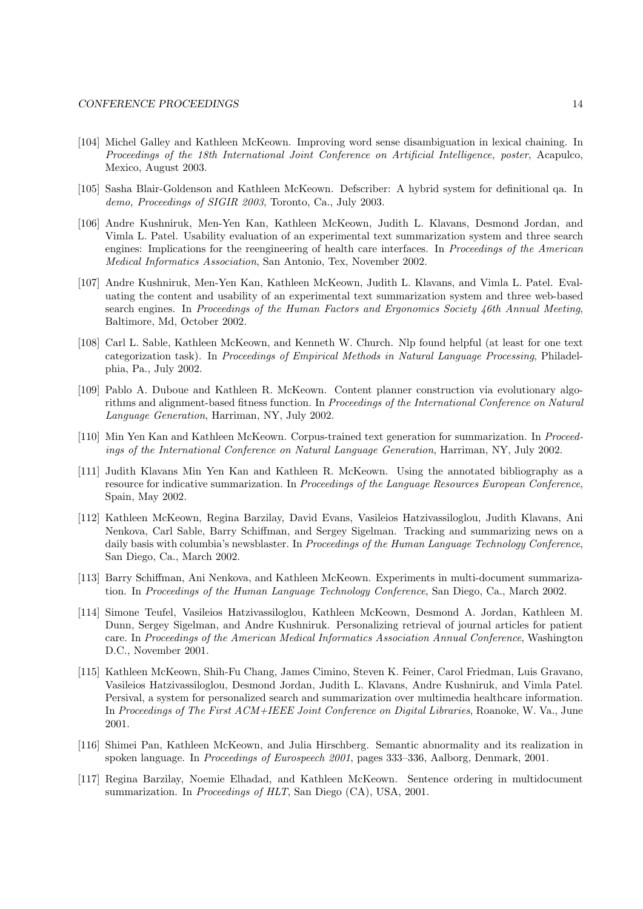[104] Michel Galley and Kathleen McKeown. Improving word sense disambiguation in lexical chaining. In *Proceedings of the 18th International Joint Conference on Artificial Intelligence, poster*, Acapulco, Mexico, August 2003.

[105] Sasha Blair-Goldenson and Kathleen McKeown. Defscriber: A hybrid system for definitional qa. In *demo, Proceedings of SIGIR 2003*, Toronto, Ca., July 2003.

[106] Andre Kushniruk, Men-Yen Kan, Kathleen McKeown, Judith L. Klavans, Desmond Jordan, and Vimla L. Patel. Usability evaluation of an experimental text summarization system and three search engines: Implications for the reengineering of health care interfaces. In *Proceedings of the American Medical Informatics Association*, San Antonio, Tex, November 2002.

[107] Andre Kushniruk, Men-Yen Kan, Kathleen McKeown, Judith L. Klavans, and Vimla L. Patel. Evaluating the content and usability of an experimental text summarization system and three web-based search engines. In *Proceedings of the Human Factors and Ergonomics Society 46th Annual Meeting*, Baltimore, Md, October 2002.

[108] Carl L. Sable, Kathleen McKeown, and Kenneth W. Church. Nlp found helpful (at least for one text categorization task). In *Proceedings of Empirical Methods in Natural Language Processing*, Philadelphia, Pa., July 2002.

[109] Pablo A. Duboue and Kathleen R. McKeown. Content planner construction via evolutionary algorithms and alignment-based fitness function. In *Proceedings of the International Conference on Natural Language Generation*, Harriman, NY, July 2002.

[110] Min Yen Kan and Kathleen McKeown. Corpus-trained text generation for summarization. In *Proceedings of the International Conference on Natural Language Generation*, Harriman, NY, July 2002.

[111] Judith Klavans Min Yen Kan and Kathleen R. McKeown. Using the annotated bibliography as a resource for indicative summarization. In *Proceedings of the Language Resources European Conference*, Spain, May 2002.

[112] Kathleen McKeown, Regina Barzilay, David Evans, Vasileios Hatzivassiloglou, Judith Klavans, Ani Nenkova, Carl Sable, Barry Schiffman, and Sergey Sigelman. Tracking and summarizing news on a daily basis with columbia's newsblaster. In *Proceedings of the Human Language Technology Conference*, San Diego, Ca., March 2002.

[113] Barry Schiffman, Ani Nenkova, and Kathleen McKeown. Experiments in multi-document summarization. In *Proceedings of the Human Language Technology Conference*, San Diego, Ca., March 2002.

[114] Simone Teufel, Vasileios Hatzivassiloglou, Kathleen McKeown, Desmond A. Jordan, Kathleen M. Dunn, Sergey Sigelman, and Andre Kushniruk. Personalizing retrieval of journal articles for patient care. In *Proceedings of the American Medical Informatics Association Annual Conference*, Washington D.C., November 2001.

[115] Kathleen McKeown, Shih-Fu Chang, James Cimino, Steven K. Feiner, Carol Friedman, Luis Gravano, Vasileios Hatzivassiloglou, Desmond Jordan, Judith L. Klavans, Andre Kushniruk, and Vimla Patel. Persival, a system for personalized search and summarization over multimedia healthcare information. In *Proceedings of The First ACM+IEEE Joint Conference on Digital Libraries*, Roanoke, W. Va., June 2001.

[116] Shimei Pan, Kathleen McKeown, and Julia Hirschberg. Semantic abnormality and its realization in spoken language. In *Proceedings of Eurospeech 2001*, pages 333–336, Aalborg, Denmark, 2001.

[117] Regina Barzilay, Noemie Elhadad, and Kathleen McKeown. Sentence ordering in multidocument summarization. In *Proceedings of HLT*, San Diego (CA), USA, 2001.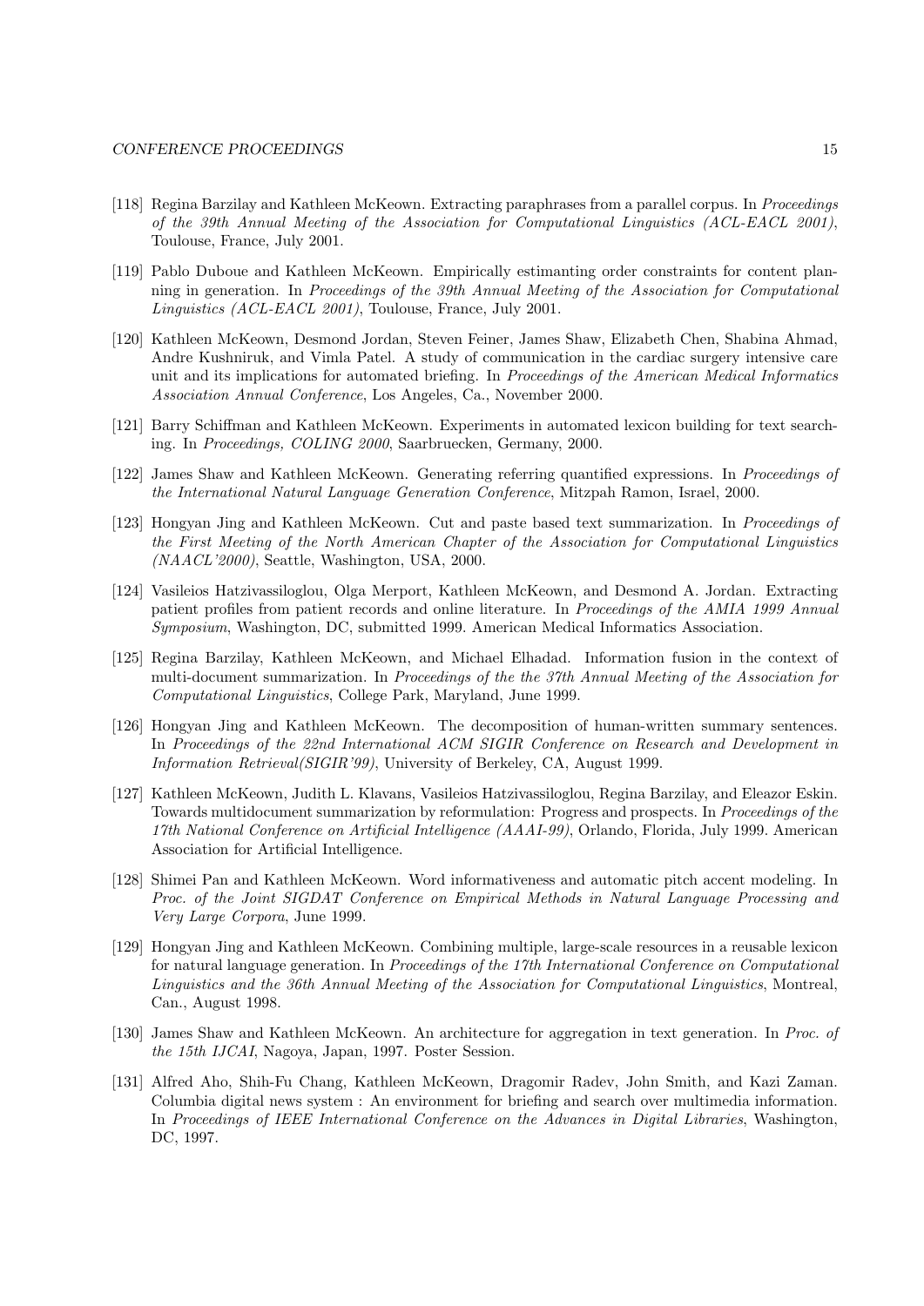[118] Regina Barzilay and Kathleen McKeown. Extracting paraphrases from a parallel corpus. In *Proceedings of the 39th Annual Meeting of the Association for Computational Linguistics (ACL-EACL 2001)*, Toulouse, France, July 2001.

[119] Pablo Duboue and Kathleen McKeown. Empirically estimanting order constraints for content planning in generation. In *Proceedings of the 39th Annual Meeting of the Association for Computational Linguistics (ACL-EACL 2001)*, Toulouse, France, July 2001.

[120] Kathleen McKeown, Desmond Jordan, Steven Feiner, James Shaw, Elizabeth Chen, Shabina Ahmad, Andre Kushniruk, and Vimla Patel. A study of communication in the cardiac surgery intensive care unit and its implications for automated briefing. In *Proceedings of the American Medical Informatics Association Annual Conference*, Los Angeles, Ca., November 2000.

[121] Barry Schiffman and Kathleen McKeown. Experiments in automated lexicon building for text searching. In *Proceedings, COLING 2000*, Saarbruecken, Germany, 2000.

[122] James Shaw and Kathleen McKeown. Generating referring quantified expressions. In *Proceedings of the International Natural Language Generation Conference*, Mitzpah Ramon, Israel, 2000.

[123] Hongyan Jing and Kathleen McKeown. Cut and paste based text summarization. In *Proceedings of the First Meeting of the North American Chapter of the Association for Computational Linguistics (NAACL'2000)*, Seattle, Washington, USA, 2000.

[124] Vasileios Hatzivassiloglou, Olga Merport, Kathleen McKeown, and Desmond A. Jordan. Extracting patient profiles from patient records and online literature. In *Proceedings of the AMIA 1999 Annual Symposium*, Washington, DC, submitted 1999. American Medical Informatics Association.

[125] Regina Barzilay, Kathleen McKeown, and Michael Elhadad. Information fusion in the context of multi-document summarization. In *Proceedings of the the 37th Annual Meeting of the Association for Computational Linguistics*, College Park, Maryland, June 1999.

[126] Hongyan Jing and Kathleen McKeown. The decomposition of human-written summary sentences. In *Proceedings of the 22nd International ACM SIGIR Conference on Research and Development in Information Retrieval(SIGIR'99)*, University of Berkeley, CA, August 1999.

[127] Kathleen McKeown, Judith L. Klavans, Vasileios Hatzivassiloglou, Regina Barzilay, and Eleazor Eskin. Towards multidocument summarization by reformulation: Progress and prospects. In *Proceedings of the 17th National Conference on Artificial Intelligence (AAAI-99)*, Orlando, Florida, July 1999. American Association for Artificial Intelligence.

[128] Shimei Pan and Kathleen McKeown. Word informativeness and automatic pitch accent modeling. In *Proc. of the Joint SIGDAT Conference on Empirical Methods in Natural Language Processing and Very Large Corpora*, June 1999.

[129] Hongyan Jing and Kathleen McKeown. Combining multiple, large-scale resources in a reusable lexicon for natural language generation. In *Proceedings of the 17th International Conference on Computational Linguistics and the 36th Annual Meeting of the Association for Computational Linguistics*, Montreal, Can., August 1998.

[130] James Shaw and Kathleen McKeown. An architecture for aggregation in text generation. In *Proc. of the 15th IJCAI*, Nagoya, Japan, 1997. Poster Session.

[131] Alfred Aho, Shih-Fu Chang, Kathleen McKeown, Dragomir Radev, John Smith, and Kazi Zaman. Columbia digital news system : An environment for briefing and search over multimedia information. In *Proceedings of IEEE International Conference on the Advances in Digital Libraries*, Washington, DC, 1997.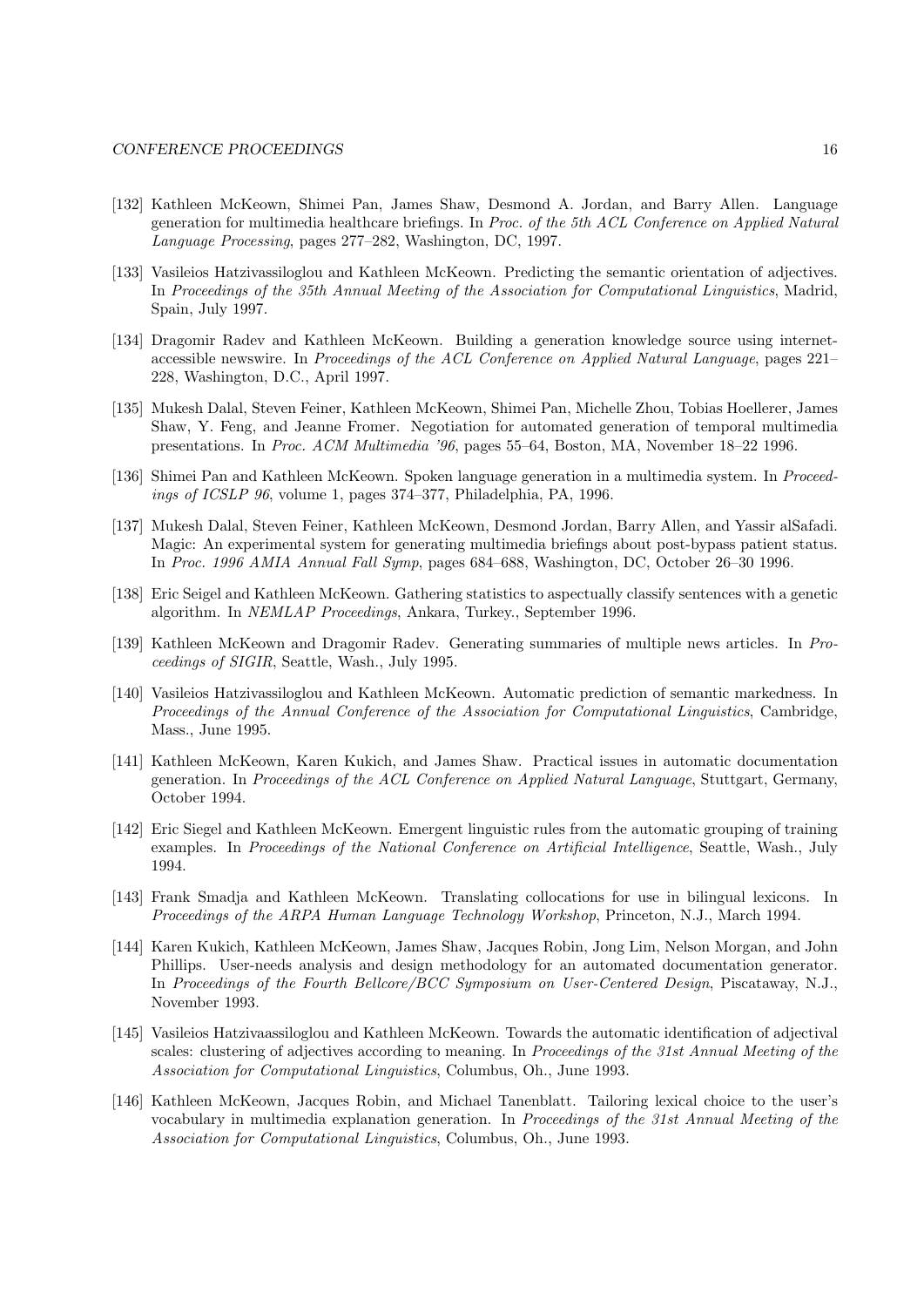[132] Kathleen McKeown, Shimei Pan, James Shaw, Desmond A. Jordan, and Barry Allen. Language generation for multimedia healthcare briefings. In *Proc. of the 5th ACL Conference on Applied Natural Language Processing*, pages 277–282, Washington, DC, 1997.

[133] Vasileios Hatzivassiloglou and Kathleen McKeown. Predicting the semantic orientation of adjectives. In *Proceedings of the 35th Annual Meeting of the Association for Computational Linguistics*, Madrid, Spain, July 1997.

[134] Dragomir Radev and Kathleen McKeown. Building a generation knowledge source using internet-accessible newswire. In *Proceedings of the ACL Conference on Applied Natural Language*, pages 221–228, Washington, D.C., April 1997.

[135] Mukesh Dalal, Steven Feiner, Kathleen McKeown, Shimei Pan, Michelle Zhou, Tobias Hoellerer, James Shaw, Y. Feng, and Jeanne Fromer. Negotiation for automated generation of temporal multimedia presentations. In *Proc. ACM Multimedia '96*, pages 55–64, Boston, MA, November 18–22 1996.

[136] Shimei Pan and Kathleen McKeown. Spoken language generation in a multimedia system. In *Proceedings of ICSLP 96*, volume 1, pages 374–377, Philadelphia, PA, 1996.

[137] Mukesh Dalal, Steven Feiner, Kathleen McKeown, Desmond Jordan, Barry Allen, and Yassir alSafadi. Magic: An experimental system for generating multimedia briefings about post-bypass patient status. In *Proc. 1996 AMIA Annual Fall Symp*, pages 684–688, Washington, DC, October 26–30 1996.

[138] Eric Seigel and Kathleen McKeown. Gathering statistics to aspectually classify sentences with a genetic algorithm. In *NEMLAP Proceedings*, Ankara, Turkey., September 1996.

[139] Kathleen McKeown and Dragomir Radev. Generating summaries of multiple news articles. In *Proceedings of SIGIR*, Seattle, Wash., July 1995.

[140] Vasileios Hatzivassiloglou and Kathleen McKeown. Automatic prediction of semantic markedness. In *Proceedings of the Annual Conference of the Association for Computational Linguistics*, Cambridge, Mass., June 1995.

[141] Kathleen McKeown, Karen Kukich, and James Shaw. Practical issues in automatic documentation generation. In *Proceedings of the ACL Conference on Applied Natural Language*, Stuttgart, Germany, October 1994.

[142] Eric Siegel and Kathleen McKeown. Emergent linguistic rules from the automatic grouping of training examples. In *Proceedings of the National Conference on Artificial Intelligence*, Seattle, Wash., July 1994.

[143] Frank Smadja and Kathleen McKeown. Translating collocations for use in bilingual lexicons. In *Proceedings of the ARPA Human Language Technology Workshop*, Princeton, N.J., March 1994.

[144] Karen Kukich, Kathleen McKeown, James Shaw, Jacques Robin, Jong Lim, Nelson Morgan, and John Phillips. User-needs analysis and design methodology for an automated documentation generator. In *Proceedings of the Fourth Bellcore/BCC Symposium on User-Centered Design*, Piscataway, N.J., November 1993.

[145] Vasileios Hatzivaassiloglou and Kathleen McKeown. Towards the automatic identification of adjectival scales: clustering of adjectives according to meaning. In *Proceedings of the 31st Annual Meeting of the Association for Computational Linguistics*, Columbus, Oh., June 1993.

[146] Kathleen McKeown, Jacques Robin, and Michael Tanenblatt. Tailoring lexical choice to the user's vocabulary in multimedia explanation generation. In *Proceedings of the 31st Annual Meeting of the Association for Computational Linguistics*, Columbus, Oh., June 1993.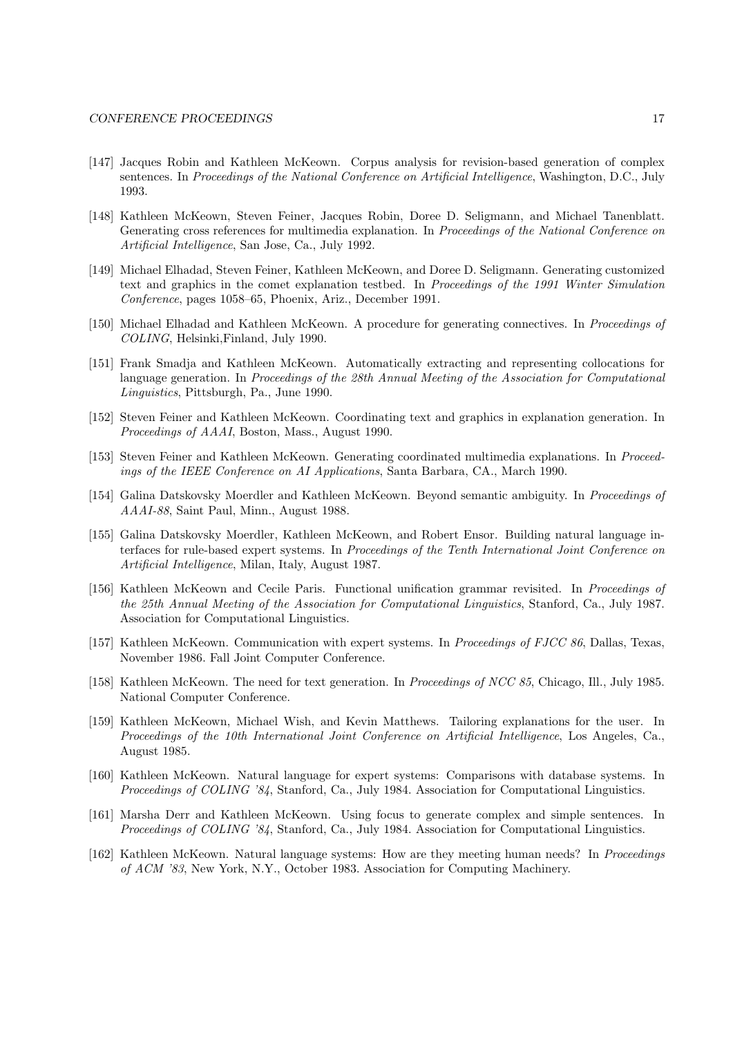[147] Jacques Robin and Kathleen McKeown. Corpus analysis for revision-based generation of complex sentences. In *Proceedings of the National Conference on Artificial Intelligence*, Washington, D.C., July 1993.

[148] Kathleen McKeown, Steven Feiner, Jacques Robin, Doree D. Seligmann, and Michael Tanenblatt. Generating cross references for multimedia explanation. In *Proceedings of the National Conference on Artificial Intelligence*, San Jose, Ca., July 1992.

[149] Michael Elhadad, Steven Feiner, Kathleen McKeown, and Doree D. Seligmann. Generating customized text and graphics in the comet explanation testbed. In *Proceedings of the 1991 Winter Simulation Conference*, pages 1058–65, Phoenix, Ariz., December 1991.

[150] Michael Elhadad and Kathleen McKeown. A procedure for generating connectives. In *Proceedings of COLING*, Helsinki,Finland, July 1990.

[151] Frank Smadja and Kathleen McKeown. Automatically extracting and representing collocations for language generation. In *Proceedings of the 28th Annual Meeting of the Association for Computational Linguistics*, Pittsburgh, Pa., June 1990.

[152] Steven Feiner and Kathleen McKeown. Coordinating text and graphics in explanation generation. In *Proceedings of AAAI*, Boston, Mass., August 1990.

[153] Steven Feiner and Kathleen McKeown. Generating coordinated multimedia explanations. In *Proceedings of the IEEE Conference on AI Applications*, Santa Barbara, CA., March 1990.

[154] Galina Datskovsky Moerdler and Kathleen McKeown. Beyond semantic ambiguity. In *Proceedings of AAAI-88*, Saint Paul, Minn., August 1988.

[155] Galina Datskovsky Moerdler, Kathleen McKeown, and Robert Ensor. Building natural language interfaces for rule-based expert systems. In *Proceedings of the Tenth International Joint Conference on Artificial Intelligence*, Milan, Italy, August 1987.

[156] Kathleen McKeown and Cecile Paris. Functional unification grammar revisited. In *Proceedings of the 25th Annual Meeting of the Association for Computational Linguistics*, Stanford, Ca., July 1987. Association for Computational Linguistics.

[157] Kathleen McKeown. Communication with expert systems. In *Proceedings of FJCC 86*, Dallas, Texas, November 1986. Fall Joint Computer Conference.

[158] Kathleen McKeown. The need for text generation. In *Proceedings of NCC 85*, Chicago, Ill., July 1985. National Computer Conference.

[159] Kathleen McKeown, Michael Wish, and Kevin Matthews. Tailoring explanations for the user. In *Proceedings of the 10th International Joint Conference on Artificial Intelligence*, Los Angeles, Ca., August 1985.

[160] Kathleen McKeown. Natural language for expert systems: Comparisons with database systems. In *Proceedings of COLING '84*, Stanford, Ca., July 1984. Association for Computational Linguistics.

[161] Marsha Derr and Kathleen McKeown. Using focus to generate complex and simple sentences. In *Proceedings of COLING '84*, Stanford, Ca., July 1984. Association for Computational Linguistics.

[162] Kathleen McKeown. Natural language systems: How are they meeting human needs? In *Proceedings of ACM '83*, New York, N.Y., October 1983. Association for Computing Machinery.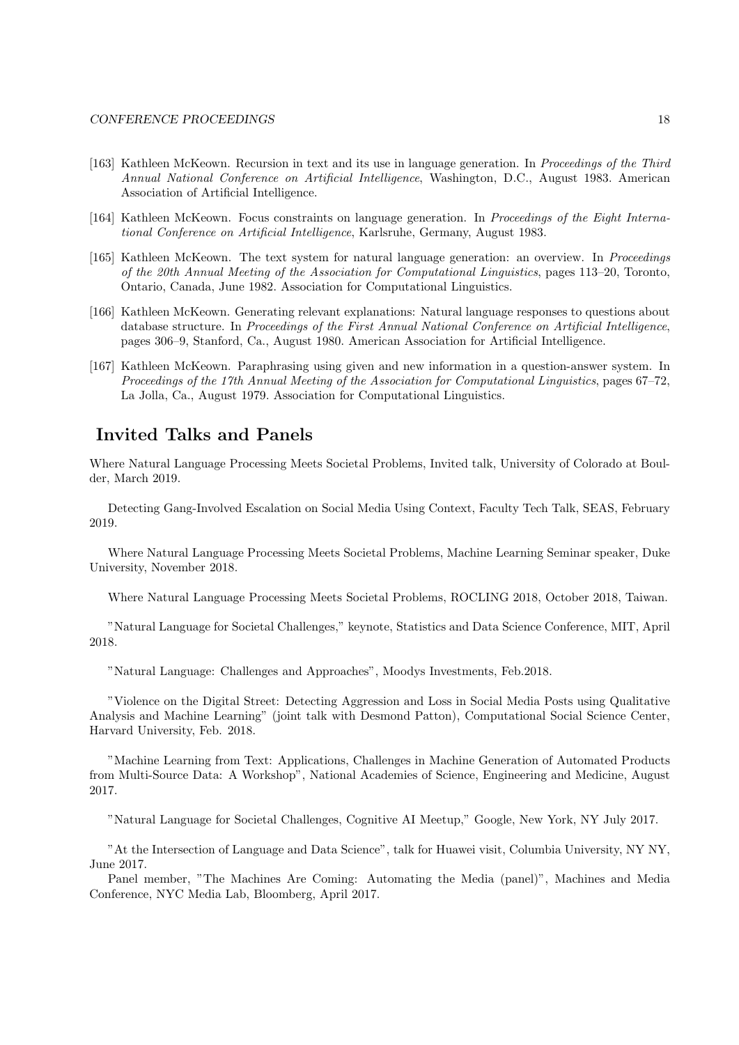[163] Kathleen McKeown. Recursion in text and its use in language generation. In *Proceedings of the Third Annual National Conference on Artificial Intelligence*, Washington, D.C., August 1983. American Association of Artificial Intelligence.

[164] Kathleen McKeown. Focus constraints on language generation. In *Proceedings of the Eight International Conference on Artificial Intelligence*, Karlsruhe, Germany, August 1983.

[165] Kathleen McKeown. The text system for natural language generation: an overview. In *Proceedings of the 20th Annual Meeting of the Association for Computational Linguistics*, pages 113–20, Toronto, Ontario, Canada, June 1982. Association for Computational Linguistics.

[166] Kathleen McKeown. Generating relevant explanations: Natural language responses to questions about database structure. In *Proceedings of the First Annual National Conference on Artificial Intelligence*, pages 306–9, Stanford, Ca., August 1980. American Association for Artificial Intelligence.

[167] Kathleen McKeown. Paraphrasing using given and new information in a question-answer system. In *Proceedings of the 17th Annual Meeting of the Association for Computational Linguistics*, pages 67–72, La Jolla, Ca., August 1979. Association for Computational Linguistics.

## Invited Talks and Panels

Where Natural Language Processing Meets Societal Problems, Invited talk, University of Colorado at Boulder, March 2019.

Detecting Gang-Involved Escalation on Social Media Using Context, Faculty Tech Talk, SEAS, February 2019.

Where Natural Language Processing Meets Societal Problems, Machine Learning Seminar speaker, Duke University, November 2018.

Where Natural Language Processing Meets Societal Problems, ROCLING 2018, October 2018, Taiwan.

"Natural Language for Societal Challenges," keynote, Statistics and Data Science Conference, MIT, April 2018.

"Natural Language: Challenges and Approaches", Moodys Investments, Feb.2018.

"Violence on the Digital Street: Detecting Aggression and Loss in Social Media Posts using Qualitative Analysis and Machine Learning" (joint talk with Desmond Patton), Computational Social Science Center, Harvard University, Feb. 2018.

"Machine Learning from Text: Applications, Challenges in Machine Generation of Automated Products from Multi-Source Data: A Workshop", National Academies of Science, Engineering and Medicine, August 2017.

"Natural Language for Societal Challenges, Cognitive AI Meetup," Google, New York, NY July 2017.

"At the Intersection of Language and Data Science", talk for Huawei visit, Columbia University, NY NY, June 2017.

Panel member, "The Machines Are Coming: Automating the Media (panel)", Machines and Media Conference, NYC Media Lab, Bloomberg, April 2017.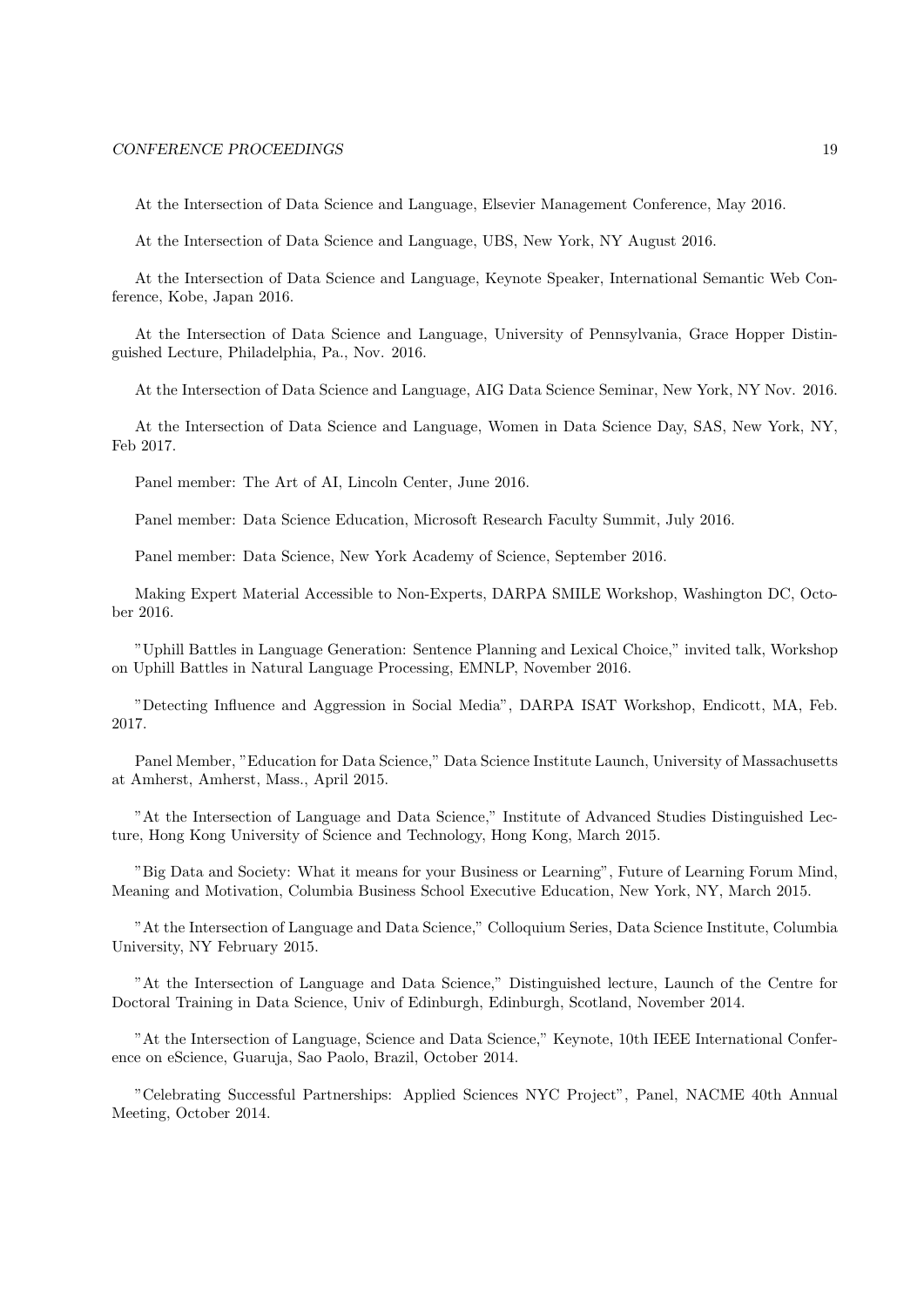At the Intersection of Data Science and Language, Elsevier Management Conference, May 2016.

At the Intersection of Data Science and Language, UBS, New York, NY August 2016.

At the Intersection of Data Science and Language, Keynote Speaker, International Semantic Web Conference, Kobe, Japan 2016.

At the Intersection of Data Science and Language, University of Pennsylvania, Grace Hopper Distinguished Lecture, Philadelphia, Pa., Nov. 2016.

At the Intersection of Data Science and Language, AIG Data Science Seminar, New York, NY Nov. 2016.

At the Intersection of Data Science and Language, Women in Data Science Day, SAS, New York, NY, Feb 2017.

Panel member: The Art of AI, Lincoln Center, June 2016.

Panel member: Data Science Education, Microsoft Research Faculty Summit, July 2016.

Panel member: Data Science, New York Academy of Science, September 2016.

Making Expert Material Accessible to Non-Experts, DARPA SMILE Workshop, Washington DC, October 2016.

"Uphill Battles in Language Generation: Sentence Planning and Lexical Choice," invited talk, Workshop on Uphill Battles in Natural Language Processing, EMNLP, November 2016.

"Detecting Influence and Aggression in Social Media", DARPA ISAT Workshop, Endicott, MA, Feb. 2017.

Panel Member, "Education for Data Science," Data Science Institute Launch, University of Massachusetts at Amherst, Amherst, Mass., April 2015.

"At the Intersection of Language and Data Science," Institute of Advanced Studies Distinguished Lecture, Hong Kong University of Science and Technology, Hong Kong, March 2015.

"Big Data and Society: What it means for your Business or Learning", Future of Learning Forum Mind, Meaning and Motivation, Columbia Business School Executive Education, New York, NY, March 2015.

"At the Intersection of Language and Data Science," Colloquium Series, Data Science Institute, Columbia University, NY February 2015.

"At the Intersection of Language and Data Science," Distinguished lecture, Launch of the Centre for Doctoral Training in Data Science, Univ of Edinburgh, Edinburgh, Scotland, November 2014.

"At the Intersection of Language, Science and Data Science," Keynote, 10th IEEE International Conference on eScience, Guaruja, Sao Paolo, Brazil, October 2014.

"Celebrating Successful Partnerships: Applied Sciences NYC Project", Panel, NACME 40th Annual Meeting, October 2014.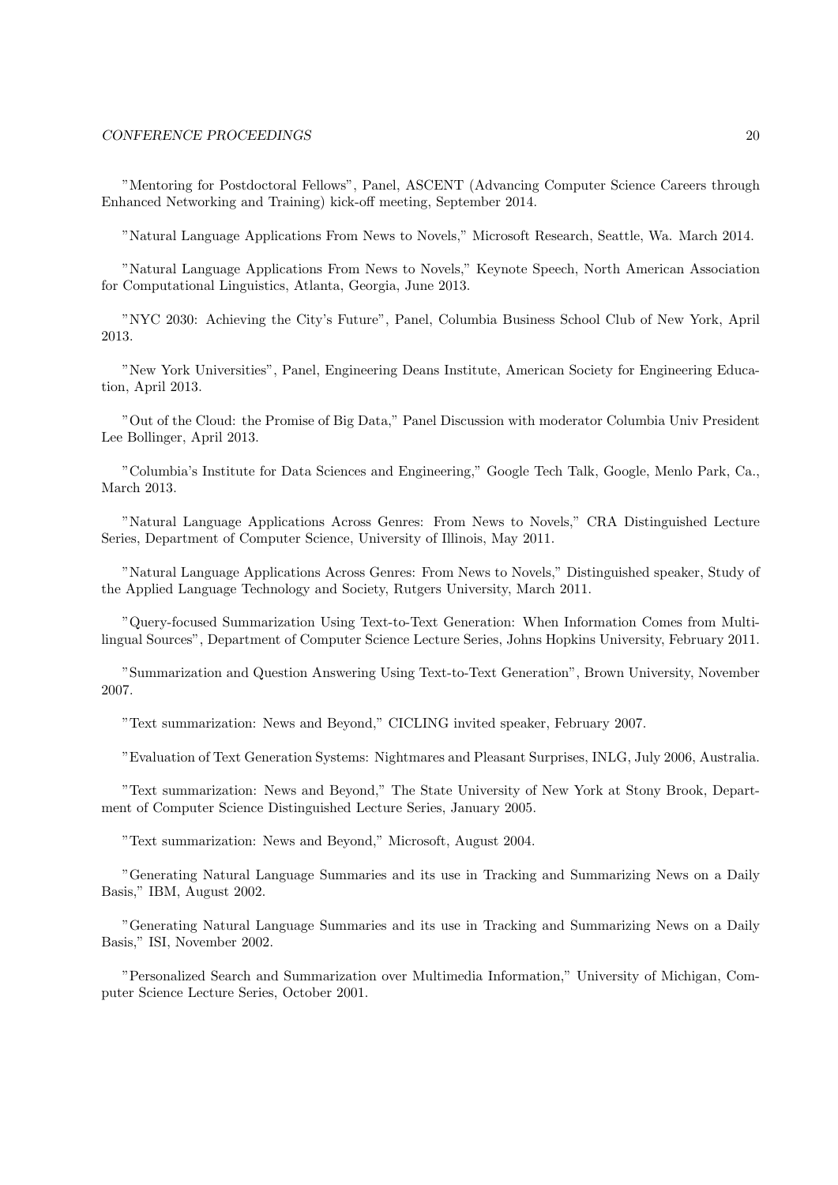"Mentoring for Postdoctoral Fellows", Panel, ASCENT (Advancing Computer Science Careers through Enhanced Networking and Training) kick-off meeting, September 2014.

"Natural Language Applications From News to Novels," Microsoft Research, Seattle, Wa. March 2014.

"Natural Language Applications From News to Novels," Keynote Speech, North American Association for Computational Linguistics, Atlanta, Georgia, June 2013.

"NYC 2030: Achieving the City's Future", Panel, Columbia Business School Club of New York, April 2013.

"New York Universities", Panel, Engineering Deans Institute, American Society for Engineering Education, April 2013.

"Out of the Cloud: the Promise of Big Data," Panel Discussion with moderator Columbia Univ President Lee Bollinger, April 2013.

"Columbia's Institute for Data Sciences and Engineering," Google Tech Talk, Google, Menlo Park, Ca., March 2013.

"Natural Language Applications Across Genres: From News to Novels," CRA Distinguished Lecture Series, Department of Computer Science, University of Illinois, May 2011.

"Natural Language Applications Across Genres: From News to Novels," Distinguished speaker, Study of the Applied Language Technology and Society, Rutgers University, March 2011.

"Query-focused Summarization Using Text-to-Text Generation: When Information Comes from Multilingual Sources", Department of Computer Science Lecture Series, Johns Hopkins University, February 2011.

"Summarization and Question Answering Using Text-to-Text Generation", Brown University, November 2007.

"Text summarization: News and Beyond," CICLING invited speaker, February 2007.

"Evaluation of Text Generation Systems: Nightmares and Pleasant Surprises, INLG, July 2006, Australia.

"Text summarization: News and Beyond," The State University of New York at Stony Brook, Department of Computer Science Distinguished Lecture Series, January 2005.

"Text summarization: News and Beyond," Microsoft, August 2004.

"Generating Natural Language Summaries and its use in Tracking and Summarizing News on a Daily Basis," IBM, August 2002.

"Generating Natural Language Summaries and its use in Tracking and Summarizing News on a Daily Basis," ISI, November 2002.

"Personalized Search and Summarization over Multimedia Information," University of Michigan, Computer Science Lecture Series, October 2001.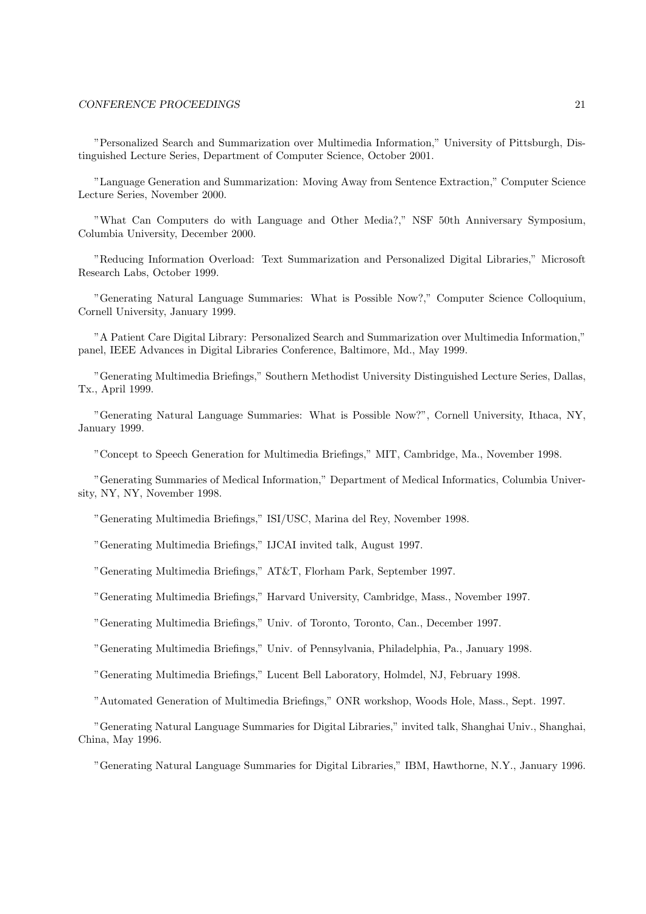"Personalized Search and Summarization over Multimedia Information," University of Pittsburgh, Distinguished Lecture Series, Department of Computer Science, October 2001.

"Language Generation and Summarization: Moving Away from Sentence Extraction," Computer Science Lecture Series, November 2000.

"What Can Computers do with Language and Other Media?," NSF 50th Anniversary Symposium, Columbia University, December 2000.

"Reducing Information Overload: Text Summarization and Personalized Digital Libraries," Microsoft Research Labs, October 1999.

"Generating Natural Language Summaries: What is Possible Now?," Computer Science Colloquium, Cornell University, January 1999.

"A Patient Care Digital Library: Personalized Search and Summarization over Multimedia Information," panel, IEEE Advances in Digital Libraries Conference, Baltimore, Md., May 1999.

"Generating Multimedia Briefings," Southern Methodist University Distinguished Lecture Series, Dallas, Tx., April 1999.

"Generating Natural Language Summaries: What is Possible Now?", Cornell University, Ithaca, NY, January 1999.

"Concept to Speech Generation for Multimedia Briefings," MIT, Cambridge, Ma., November 1998.

"Generating Summaries of Medical Information," Department of Medical Informatics, Columbia University, NY, NY, November 1998.

"Generating Multimedia Briefings," ISI/USC, Marina del Rey, November 1998.

"Generating Multimedia Briefings," IJCAI invited talk, August 1997.

"Generating Multimedia Briefings," AT&T, Florham Park, September 1997.

"Generating Multimedia Briefings," Harvard University, Cambridge, Mass., November 1997.

"Generating Multimedia Briefings," Univ. of Toronto, Toronto, Can., December 1997.

"Generating Multimedia Briefings," Univ. of Pennsylvania, Philadelphia, Pa., January 1998.

"Generating Multimedia Briefings," Lucent Bell Laboratory, Holmdel, NJ, February 1998.

"Automated Generation of Multimedia Briefings," ONR workshop, Woods Hole, Mass., Sept. 1997.

"Generating Natural Language Summaries for Digital Libraries," invited talk, Shanghai Univ., Shanghai, China, May 1996.

"Generating Natural Language Summaries for Digital Libraries," IBM, Hawthorne, N.Y., January 1996.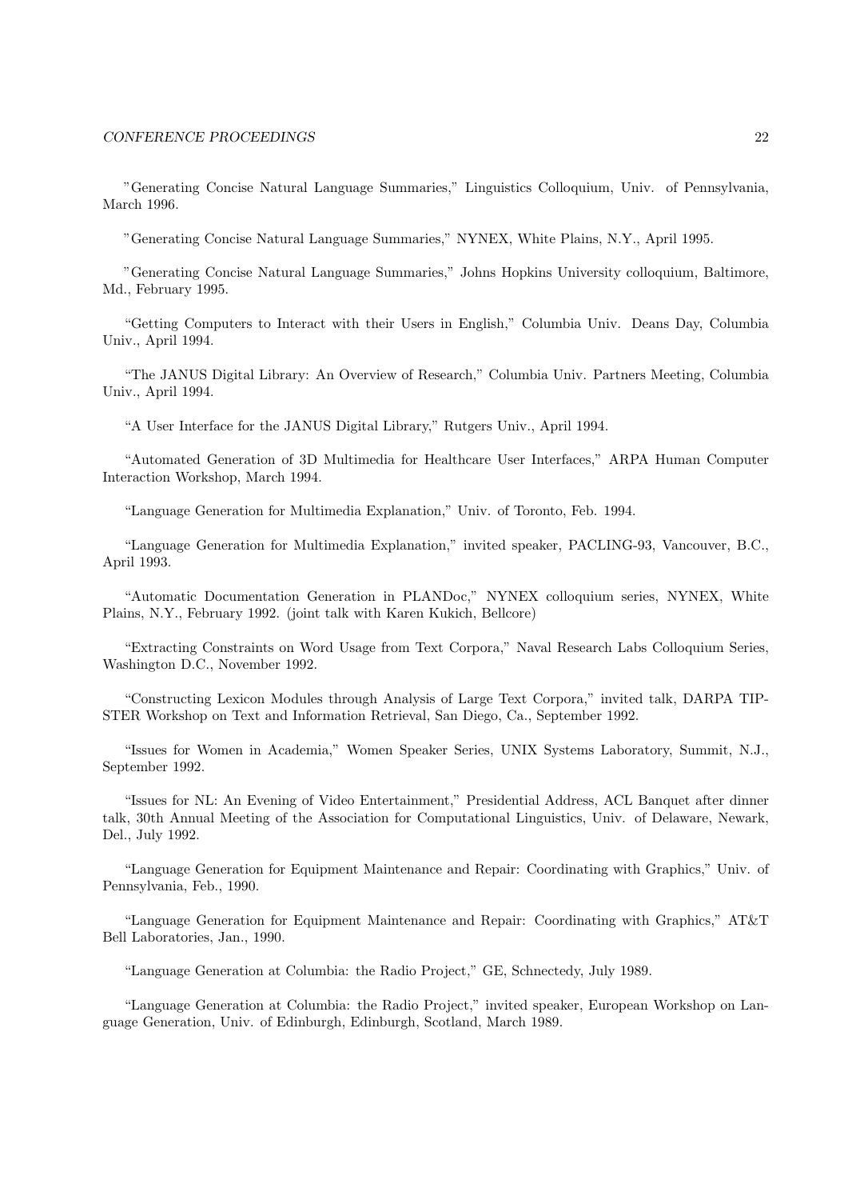"Generating Concise Natural Language Summaries," Linguistics Colloquium, Univ. of Pennsylvania, March 1996.

"Generating Concise Natural Language Summaries," NYNEX, White Plains, N.Y., April 1995.

"Generating Concise Natural Language Summaries," Johns Hopkins University colloquium, Baltimore, Md., February 1995.

"Getting Computers to Interact with their Users in English," Columbia Univ. Deans Day, Columbia Univ., April 1994.

"The JANUS Digital Library: An Overview of Research," Columbia Univ. Partners Meeting, Columbia Univ., April 1994.

"A User Interface for the JANUS Digital Library," Rutgers Univ., April 1994.

"Automated Generation of 3D Multimedia for Healthcare User Interfaces," ARPA Human Computer Interaction Workshop, March 1994.

"Language Generation for Multimedia Explanation," Univ. of Toronto, Feb. 1994.

"Language Generation for Multimedia Explanation," invited speaker, PACLING-93, Vancouver, B.C., April 1993.

"Automatic Documentation Generation in PLANDoc," NYNEX colloquium series, NYNEX, White Plains, N.Y., February 1992. (joint talk with Karen Kukich, Bellcore)

"Extracting Constraints on Word Usage from Text Corpora," Naval Research Labs Colloquium Series, Washington D.C., November 1992.

"Constructing Lexicon Modules through Analysis of Large Text Corpora," invited talk, DARPA TIPSTER Workshop on Text and Information Retrieval, San Diego, Ca., September 1992.

"Issues for Women in Academia," Women Speaker Series, UNIX Systems Laboratory, Summit, N.J., September 1992.

"Issues for NL: An Evening of Video Entertainment," Presidential Address, ACL Banquet after dinner talk, 30th Annual Meeting of the Association for Computational Linguistics, Univ. of Delaware, Newark, Del., July 1992.

"Language Generation for Equipment Maintenance and Repair: Coordinating with Graphics," Univ. of Pennsylvania, Feb., 1990.

"Language Generation for Equipment Maintenance and Repair: Coordinating with Graphics," AT&T Bell Laboratories, Jan., 1990.

"Language Generation at Columbia: the Radio Project," GE, Schnectedy, July 1989.

"Language Generation at Columbia: the Radio Project," invited speaker, European Workshop on Language Generation, Univ. of Edinburgh, Edinburgh, Scotland, March 1989.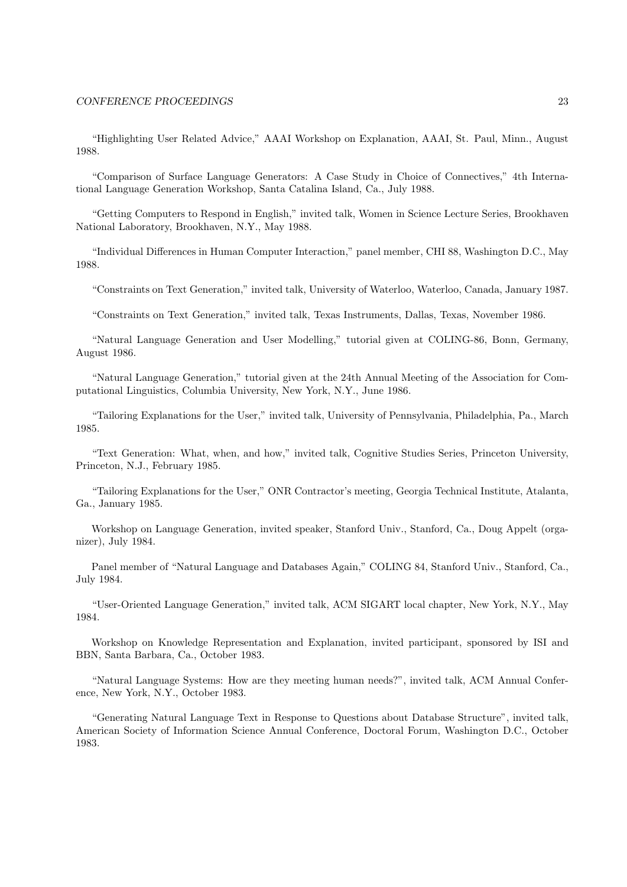"Highlighting User Related Advice," AAAI Workshop on Explanation, AAAI, St. Paul, Minn., August 1988.

"Comparison of Surface Language Generators: A Case Study in Choice of Connectives," 4th International Language Generation Workshop, Santa Catalina Island, Ca., July 1988.

"Getting Computers to Respond in English," invited talk, Women in Science Lecture Series, Brookhaven National Laboratory, Brookhaven, N.Y., May 1988.

"Individual Differences in Human Computer Interaction," panel member, CHI 88, Washington D.C., May 1988.

"Constraints on Text Generation," invited talk, University of Waterloo, Waterloo, Canada, January 1987.

"Constraints on Text Generation," invited talk, Texas Instruments, Dallas, Texas, November 1986.

"Natural Language Generation and User Modelling," tutorial given at COLING-86, Bonn, Germany, August 1986.

"Natural Language Generation," tutorial given at the 24th Annual Meeting of the Association for Computational Linguistics, Columbia University, New York, N.Y., June 1986.

"Tailoring Explanations for the User," invited talk, University of Pennsylvania, Philadelphia, Pa., March 1985.

"Text Generation: What, when, and how," invited talk, Cognitive Studies Series, Princeton University, Princeton, N.J., February 1985.

"Tailoring Explanations for the User," ONR Contractor's meeting, Georgia Technical Institute, Atalanta, Ga., January 1985.

Workshop on Language Generation, invited speaker, Stanford Univ., Stanford, Ca., Doug Appelt (organizer), July 1984.

Panel member of "Natural Language and Databases Again," COLING 84, Stanford Univ., Stanford, Ca., July 1984.

"User-Oriented Language Generation," invited talk, ACM SIGART local chapter, New York, N.Y., May 1984.

Workshop on Knowledge Representation and Explanation, invited participant, sponsored by ISI and BBN, Santa Barbara, Ca., October 1983.

"Natural Language Systems: How are they meeting human needs?", invited talk, ACM Annual Conference, New York, N.Y., October 1983.

"Generating Natural Language Text in Response to Questions about Database Structure", invited talk, American Society of Information Science Annual Conference, Doctoral Forum, Washington D.C., October 1983.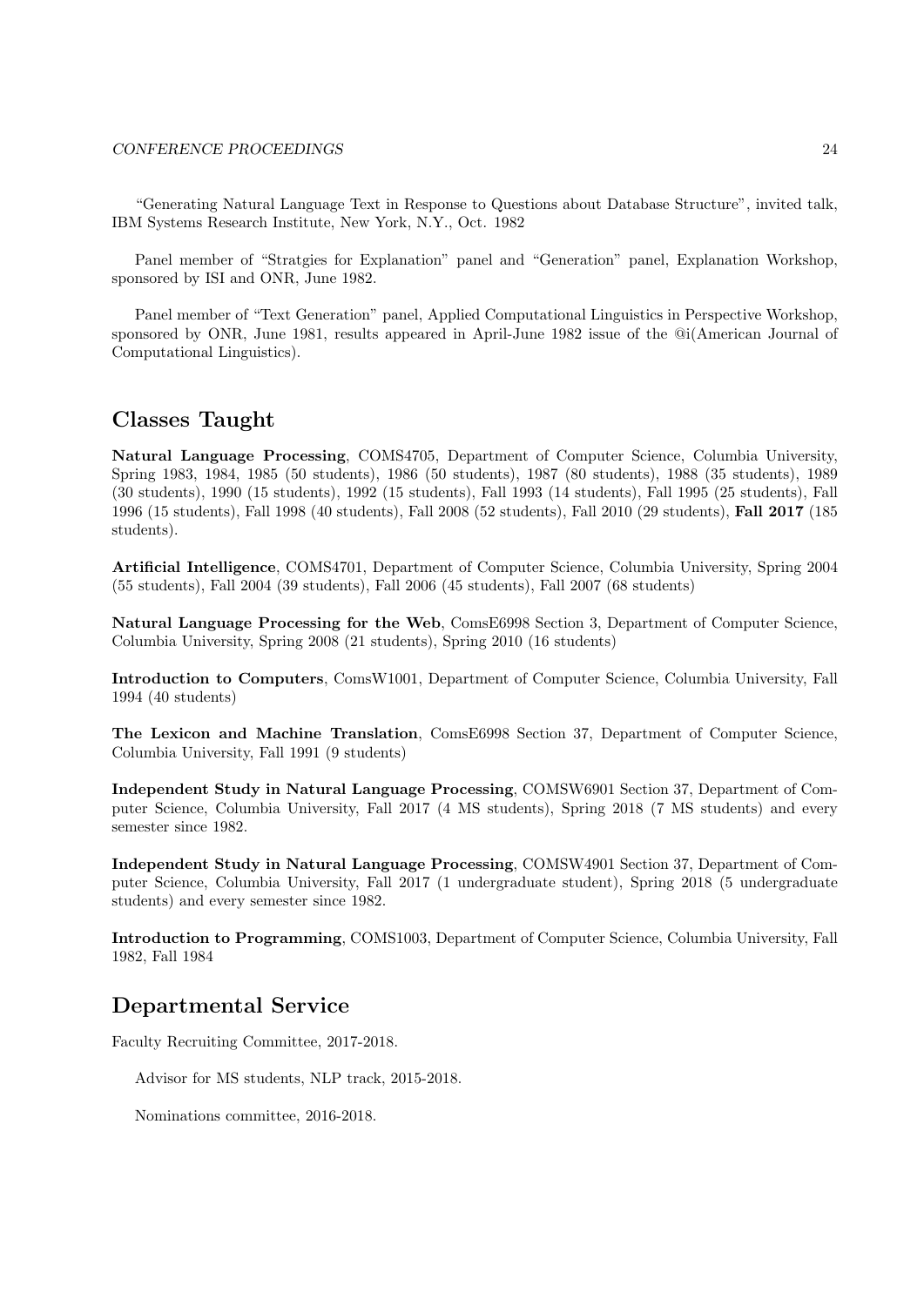"Generating Natural Language Text in Response to Questions about Database Structure", invited talk, IBM Systems Research Institute, New York, N.Y., Oct. 1982

Panel member of "Stratgies for Explanation" panel and "Generation" panel, Explanation Workshop, sponsored by ISI and ONR, June 1982.

Panel member of "Text Generation" panel, Applied Computational Linguistics in Perspective Workshop, sponsored by ONR, June 1981, results appeared in April-June 1982 issue of the @i(American Journal of Computational Linguistics).

## Classes Taught

**Natural Language Processing**, COMS4705, Department of Computer Science, Columbia University, Spring 1983, 1984, 1985 (50 students), 1986 (50 students), 1987 (80 students), 1988 (35 students), 1989 (30 students), 1990 (15 students), 1992 (15 students), Fall 1993 (14 students), Fall 1995 (25 students), Fall 1996 (15 students), Fall 1998 (40 students), Fall 2008 (52 students), Fall 2010 (29 students), **Fall 2017** (185 students).

**Artificial Intelligence**, COMS4701, Department of Computer Science, Columbia University, Spring 2004 (55 students), Fall 2004 (39 students), Fall 2006 (45 students), Fall 2007 (68 students)

**Natural Language Processing for the Web**, ComsE6998 Section 3, Department of Computer Science, Columbia University, Spring 2008 (21 students), Spring 2010 (16 students)

**Introduction to Computers**, ComsW1001, Department of Computer Science, Columbia University, Fall 1994 (40 students)

**The Lexicon and Machine Translation**, ComsE6998 Section 37, Department of Computer Science, Columbia University, Fall 1991 (9 students)

**Independent Study in Natural Language Processing**, COMSW6901 Section 37, Department of Computer Science, Columbia University, Fall 2017 (4 MS students), Spring 2018 (7 MS students) and every semester since 1982.

**Independent Study in Natural Language Processing**, COMSW4901 Section 37, Department of Computer Science, Columbia University, Fall 2017 (1 undergraduate student), Spring 2018 (5 undergraduate students) and every semester since 1982.

**Introduction to Programming**, COMS1003, Department of Computer Science, Columbia University, Fall 1982, Fall 1984

## Departmental Service

Faculty Recruiting Committee, 2017-2018.

Advisor for MS students, NLP track, 2015-2018.

Nominations committee, 2016-2018.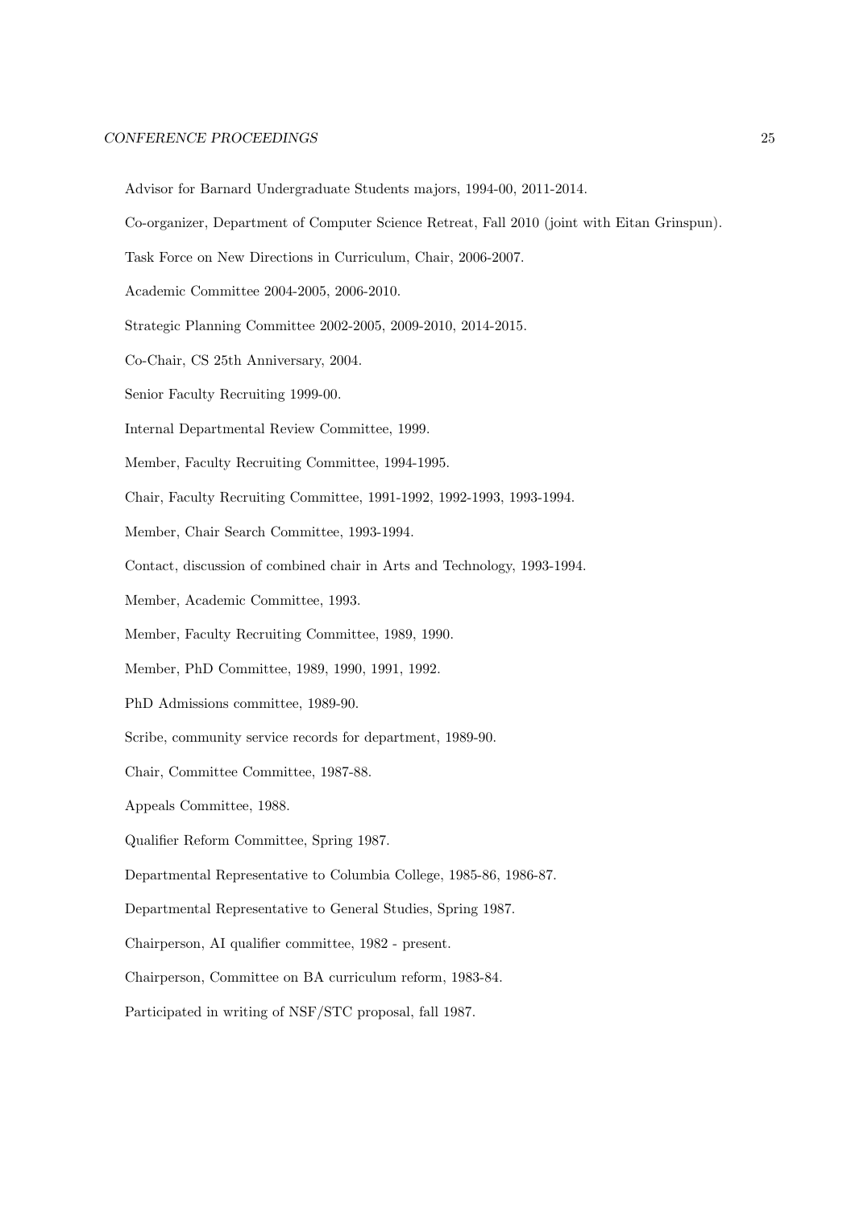Advisor for Barnard Undergraduate Students majors, 1994-00, 2011-2014.

Co-organizer, Department of Computer Science Retreat, Fall 2010 (joint with Eitan Grinspun).

Task Force on New Directions in Curriculum, Chair, 2006-2007.

Academic Committee 2004-2005, 2006-2010.

Strategic Planning Committee 2002-2005, 2009-2010, 2014-2015.

Co-Chair, CS 25th Anniversary, 2004.

Senior Faculty Recruiting 1999-00.

Internal Departmental Review Committee, 1999.

Member, Faculty Recruiting Committee, 1994-1995.

Chair, Faculty Recruiting Committee, 1991-1992, 1992-1993, 1993-1994.

Member, Chair Search Committee, 1993-1994.

Contact, discussion of combined chair in Arts and Technology, 1993-1994.

Member, Academic Committee, 1993.

Member, Faculty Recruiting Committee, 1989, 1990.

Member, PhD Committee, 1989, 1990, 1991, 1992.

PhD Admissions committee, 1989-90.

Scribe, community service records for department, 1989-90.

Chair, Committee Committee, 1987-88.

Appeals Committee, 1988.

Qualifier Reform Committee, Spring 1987.

Departmental Representative to Columbia College, 1985-86, 1986-87.

Departmental Representative to General Studies, Spring 1987.

Chairperson, AI qualifier committee, 1982 - present.

Chairperson, Committee on BA curriculum reform, 1983-84.

Participated in writing of NSF/STC proposal, fall 1987.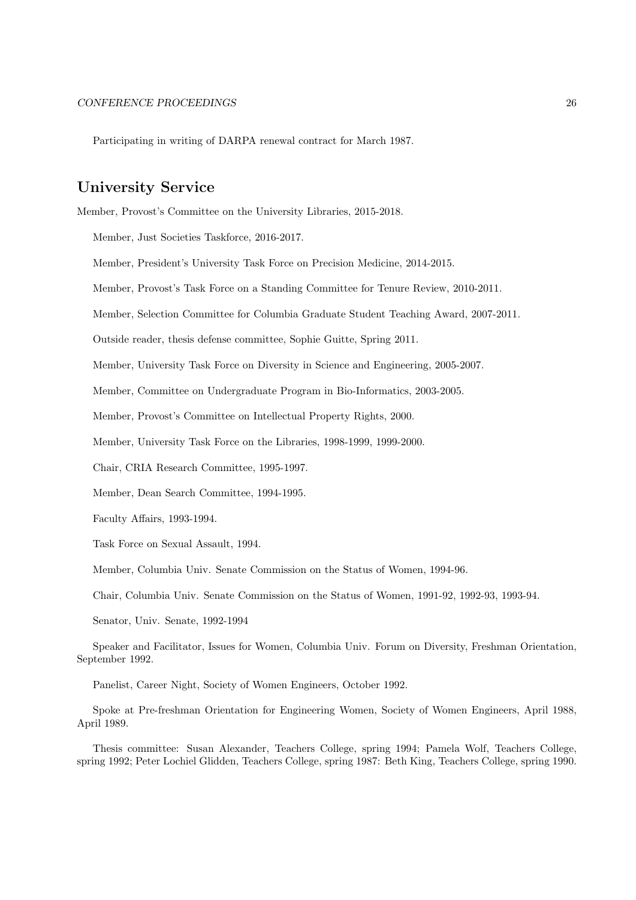Participating in writing of DARPA renewal contract for March 1987.

## University Service

Member, Provost's Committee on the University Libraries, 2015-2018.

Member, Just Societies Taskforce, 2016-2017.

Member, President's University Task Force on Precision Medicine, 2014-2015.

Member, Provost's Task Force on a Standing Committee for Tenure Review, 2010-2011.

Member, Selection Committee for Columbia Graduate Student Teaching Award, 2007-2011.

Outside reader, thesis defense committee, Sophie Guitte, Spring 2011.

Member, University Task Force on Diversity in Science and Engineering, 2005-2007.

Member, Committee on Undergraduate Program in Bio-Informatics, 2003-2005.

Member, Provost's Committee on Intellectual Property Rights, 2000.

Member, University Task Force on the Libraries, 1998-1999, 1999-2000.

Chair, CRIA Research Committee, 1995-1997.

Member, Dean Search Committee, 1994-1995.

Faculty Affairs, 1993-1994.

Task Force on Sexual Assault, 1994.

Member, Columbia Univ. Senate Commission on the Status of Women, 1994-96.

Chair, Columbia Univ. Senate Commission on the Status of Women, 1991-92, 1992-93, 1993-94.

Senator, Univ. Senate, 1992-1994

Speaker and Facilitator, Issues for Women, Columbia Univ. Forum on Diversity, Freshman Orientation, September 1992.

Panelist, Career Night, Society of Women Engineers, October 1992.

Spoke at Pre-freshman Orientation for Engineering Women, Society of Women Engineers, April 1988, April 1989.

Thesis committee: Susan Alexander, Teachers College, spring 1994; Pamela Wolf, Teachers College, spring 1992; Peter Lochiel Glidden, Teachers College, spring 1987: Beth King, Teachers College, spring 1990.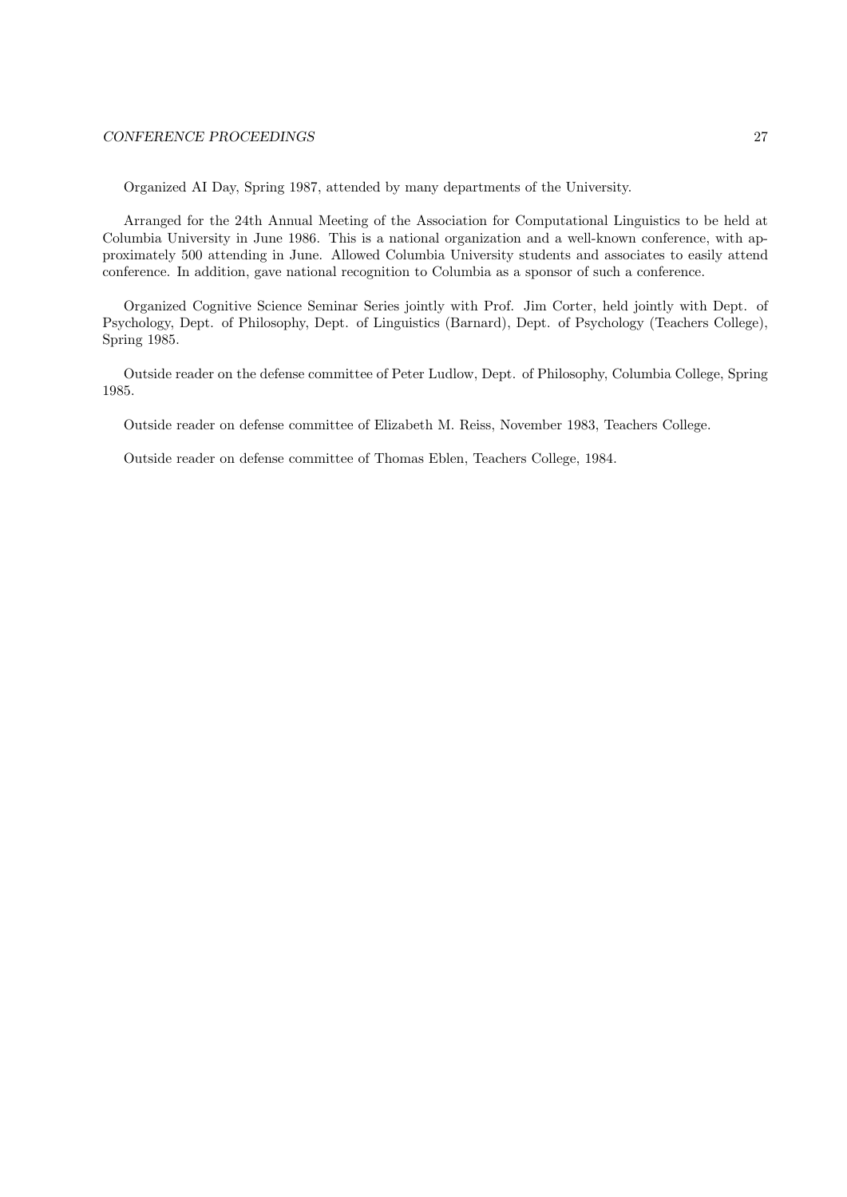Organized AI Day, Spring 1987, attended by many departments of the University.

Arranged for the 24th Annual Meeting of the Association for Computational Linguistics to be held at Columbia University in June 1986. This is a national organization and a well-known conference, with approximately 500 attending in June. Allowed Columbia University students and associates to easily attend conference. In addition, gave national recognition to Columbia as a sponsor of such a conference.

Organized Cognitive Science Seminar Series jointly with Prof. Jim Corter, held jointly with Dept. of Psychology, Dept. of Philosophy, Dept. of Linguistics (Barnard), Dept. of Psychology (Teachers College), Spring 1985.

Outside reader on the defense committee of Peter Ludlow, Dept. of Philosophy, Columbia College, Spring 1985.

Outside reader on defense committee of Elizabeth M. Reiss, November 1983, Teachers College.

Outside reader on defense committee of Thomas Eblen, Teachers College, 1984.